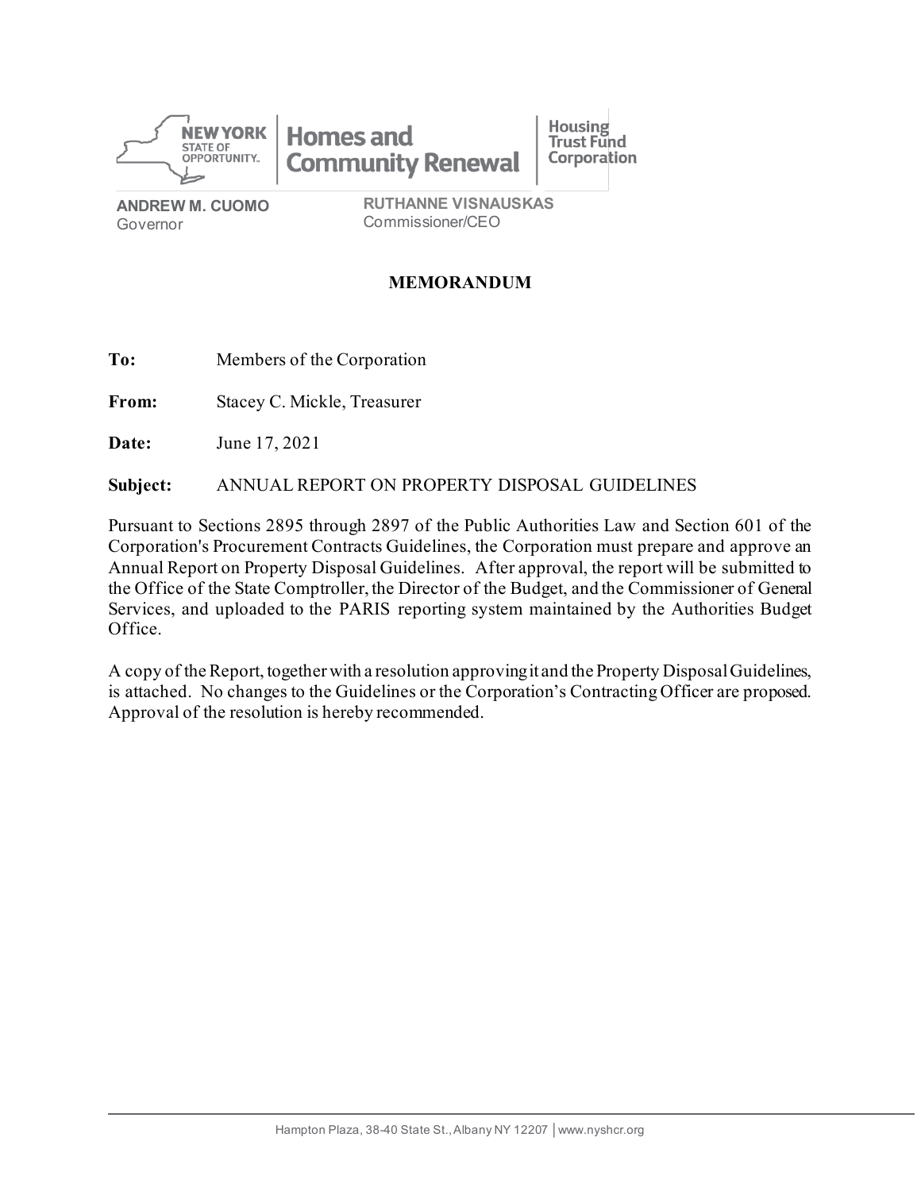NEW YORK STATE OF OPPORTUNITY. | Homes and Community Renewal | Housing Trust Fund Corporation

**ANDREW M. CUOMO**
Governor

**RUTHANNE VISNAUSKAS**
Commissioner/CEO

# MEMORANDUM

**To:** Members of the Corporation

**From:** Stacey C. Mickle, Treasurer

**Date:** June 17, 2021

**Subject:** ANNUAL REPORT ON PROPERTY DISPOSAL GUIDELINES

Pursuant to Sections 2895 through 2897 of the Public Authorities Law and Section 601 of the Corporation's Procurement Contracts Guidelines, the Corporation must prepare and approve an Annual Report on Property Disposal Guidelines. After approval, the report will be submitted to the Office of the State Comptroller, the Director of the Budget, and the Commissioner of General Services, and uploaded to the PARIS reporting system maintained by the Authorities Budget Office.

A copy of the Report, together with a resolution approving it and the Property Disposal Guidelines, is attached. No changes to the Guidelines or the Corporation's Contracting Officer are proposed. Approval of the resolution is hereby recommended.

Hampton Plaza, 38-40 State St., Albany NY 12207 | www.nyshcr.org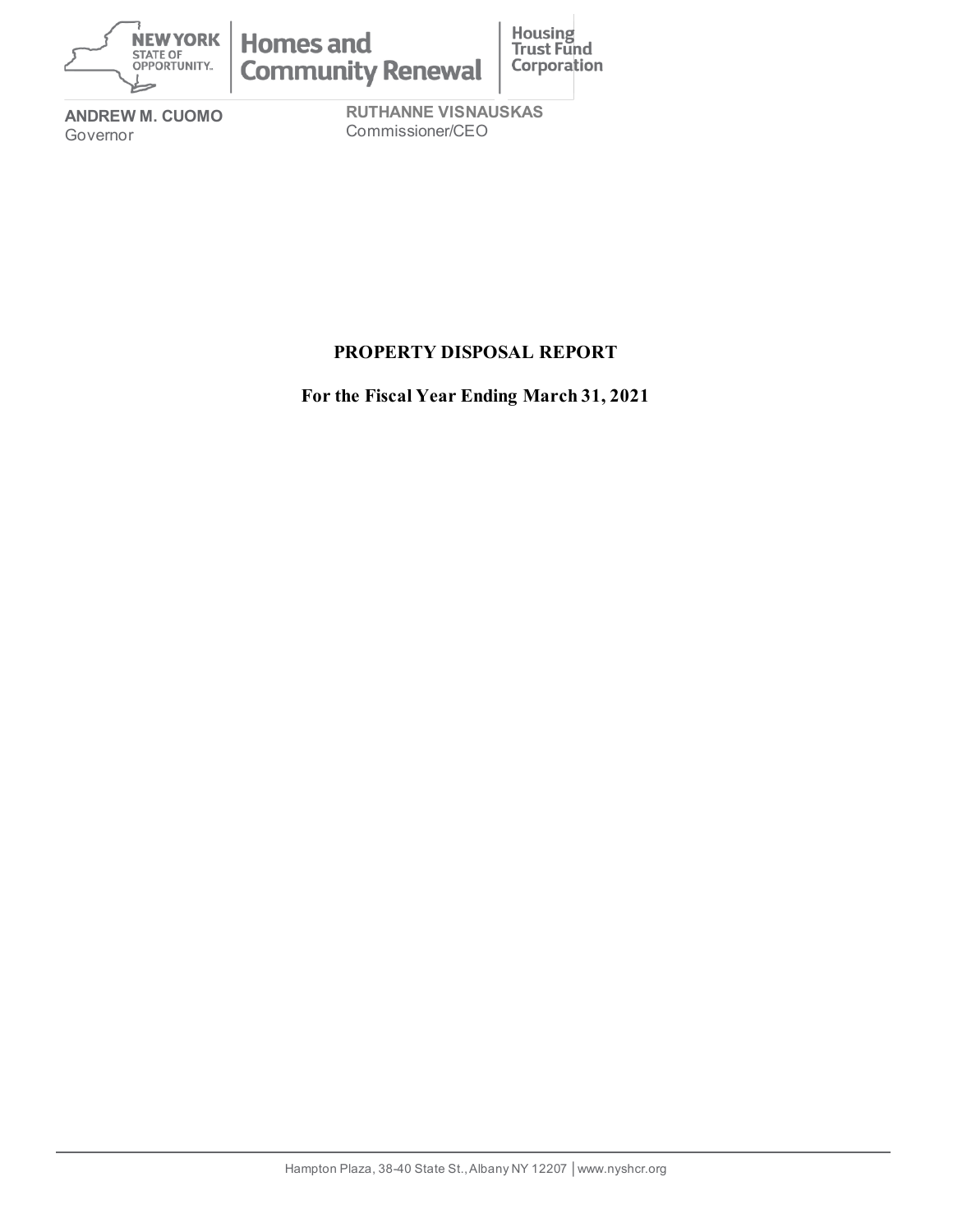NEW YORK STATE OF OPPORTUNITY. | Homes and Community Renewal | Housing Trust Fund Corporation

**ANDREW M. CUOMO**
Governor

**RUTHANNE VISNAUSKAS**
Commissioner/CEO

# PROPERTY DISPOSAL REPORT

## For the Fiscal Year Ending March 31, 2021

Hampton Plaza, 38-40 State St., Albany NY 12207 | www.nyshcr.org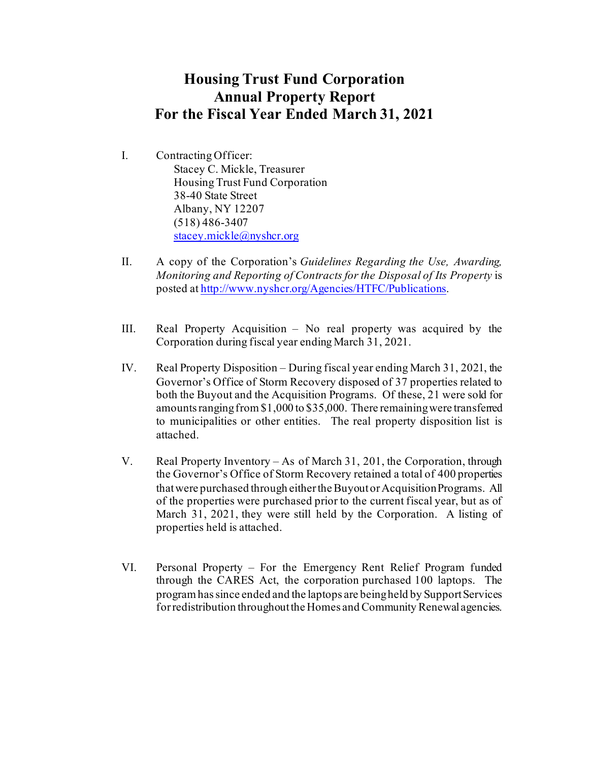# Housing Trust Fund Corporation
# Annual Property Report
# For the Fiscal Year Ended March 31, 2021

I. Contracting Officer:
   Stacey C. Mickle, Treasurer
   Housing Trust Fund Corporation
   38-40 State Street
   Albany, NY 12207
   (518) 486-3407
   stacey.mickle@nyshcr.org

II. A copy of the Corporation's *Guidelines Regarding the Use, Awarding, Monitoring and Reporting of Contracts for the Disposal of Its Property* is posted at http://www.nyshcr.org/Agencies/HTFC/Publications.

III. Real Property Acquisition – No real property was acquired by the Corporation during fiscal year ending March 31, 2021.

IV. Real Property Disposition – During fiscal year ending March 31, 2021, the Governor's Office of Storm Recovery disposed of 37 properties related to both the Buyout and the Acquisition Programs. Of these, 21 were sold for amounts ranging from $1,000 to $35,000. There remaining were transferred to municipalities or other entities. The real property disposition list is attached.

V. Real Property Inventory – As of March 31, 201, the Corporation, through the Governor's Office of Storm Recovery retained a total of 400 properties that were purchased through either the Buyout or Acquisition Programs. All of the properties were purchased prior to the current fiscal year, but as of March 31, 2021, they were still held by the Corporation. A listing of properties held is attached.

VI. Personal Property – For the Emergency Rent Relief Program funded through the CARES Act, the corporation purchased 100 laptops. The program has since ended and the laptops are being held by Support Services for redistribution throughout the Homes and Community Renewal agencies.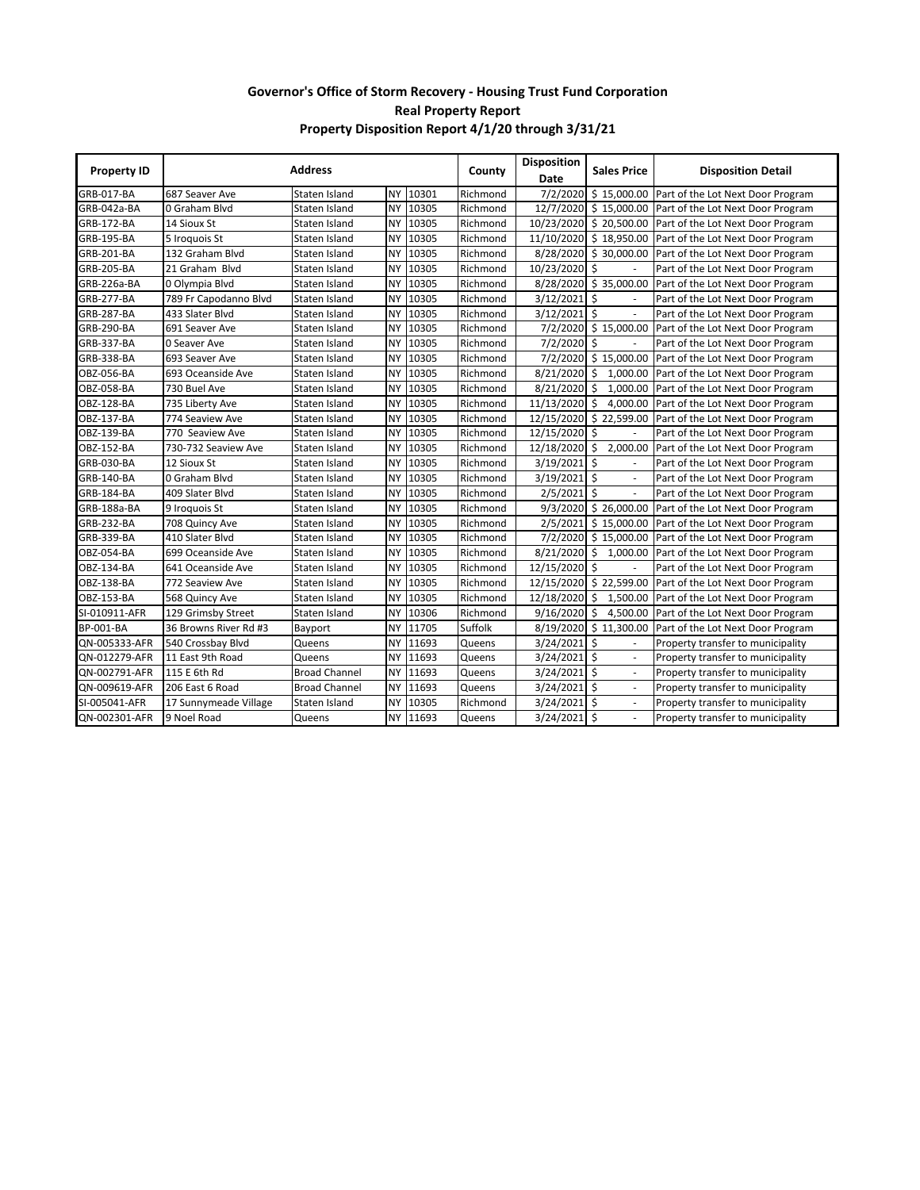**Governor's Office of Storm Recovery - Housing Trust Fund Corporation**

**Real Property Report**

**Property Disposition Report 4/1/20 through 3/31/21**

| Property ID | Address | | | | County | Disposition Date | Sales Price | Disposition Detail |
|---|---|---|---|---|---|---|---|---|
| GRB-017-BA | 687 Seaver Ave | Staten Island | NY | 10301 | Richmond | 7/2/2020 | $ 15,000.00 | Part of the Lot Next Door Program |
| GRB-042a-BA | 0 Graham Blvd | Staten Island | NY | 10305 | Richmond | 12/7/2020 | $ 15,000.00 | Part of the Lot Next Door Program |
| GRB-172-BA | 14 Sioux St | Staten Island | NY | 10305 | Richmond | 10/23/2020 | $ 20,500.00 | Part of the Lot Next Door Program |
| GRB-195-BA | 5 Iroquois St | Staten Island | NY | 10305 | Richmond | 11/10/2020 | $ 18,950.00 | Part of the Lot Next Door Program |
| GRB-201-BA | 132 Graham Blvd | Staten Island | NY | 10305 | Richmond | 8/28/2020 | $ 30,000.00 | Part of the Lot Next Door Program |
| GRB-205-BA | 21 Graham Blvd | Staten Island | NY | 10305 | Richmond | 10/23/2020 | $ - | Part of the Lot Next Door Program |
| GRB-226a-BA | 0 Olympia Blvd | Staten Island | NY | 10305 | Richmond | 8/28/2020 | $ 35,000.00 | Part of the Lot Next Door Program |
| GRB-277-BA | 789 Fr Capodanno Blvd | Staten Island | NY | 10305 | Richmond | 3/12/2021 | $ - | Part of the Lot Next Door Program |
| GRB-287-BA | 433 Slater Blvd | Staten Island | NY | 10305 | Richmond | 3/12/2021 | $ - | Part of the Lot Next Door Program |
| GRB-290-BA | 691 Seaver Ave | Staten Island | NY | 10305 | Richmond | 7/2/2020 | $ 15,000.00 | Part of the Lot Next Door Program |
| GRB-337-BA | 0 Seaver Ave | Staten Island | NY | 10305 | Richmond | 7/2/2020 | $ - | Part of the Lot Next Door Program |
| GRB-338-BA | 693 Seaver Ave | Staten Island | NY | 10305 | Richmond | 7/2/2020 | $ 15,000.00 | Part of the Lot Next Door Program |
| OBZ-056-BA | 693 Oceanside Ave | Staten Island | NY | 10305 | Richmond | 8/21/2020 | $ 1,000.00 | Part of the Lot Next Door Program |
| OBZ-058-BA | 730 Buel Ave | Staten Island | NY | 10305 | Richmond | 8/21/2020 | $ 1,000.00 | Part of the Lot Next Door Program |
| OBZ-128-BA | 735 Liberty Ave | Staten Island | NY | 10305 | Richmond | 11/13/2020 | $ 4,000.00 | Part of the Lot Next Door Program |
| OBZ-137-BA | 774 Seaview Ave | Staten Island | NY | 10305 | Richmond | 12/15/2020 | $ 22,599.00 | Part of the Lot Next Door Program |
| OBZ-139-BA | 770 Seaview Ave | Staten Island | NY | 10305 | Richmond | 12/15/2020 | $ - | Part of the Lot Next Door Program |
| OBZ-152-BA | 730-732 Seaview Ave | Staten Island | NY | 10305 | Richmond | 12/18/2020 | $ 2,000.00 | Part of the Lot Next Door Program |
| GRB-030-BA | 12 Sioux St | Staten Island | NY | 10305 | Richmond | 3/19/2021 | $ - | Part of the Lot Next Door Program |
| GRB-140-BA | 0 Graham Blvd | Staten Island | NY | 10305 | Richmond | 3/19/2021 | $ - | Part of the Lot Next Door Program |
| GRB-184-BA | 409 Slater Blvd | Staten Island | NY | 10305 | Richmond | 2/5/2021 | $ - | Part of the Lot Next Door Program |
| GRB-188a-BA | 9 Iroquois St | Staten Island | NY | 10305 | Richmond | 9/3/2020 | $ 26,000.00 | Part of the Lot Next Door Program |
| GRB-232-BA | 708 Quincy Ave | Staten Island | NY | 10305 | Richmond | 2/5/2021 | $ 15,000.00 | Part of the Lot Next Door Program |
| GRB-339-BA | 410 Slater Blvd | Staten Island | NY | 10305 | Richmond | 7/2/2020 | $ 15,000.00 | Part of the Lot Next Door Program |
| OBZ-054-BA | 699 Oceanside Ave | Staten Island | NY | 10305 | Richmond | 8/21/2020 | $ 1,000.00 | Part of the Lot Next Door Program |
| OBZ-134-BA | 641 Oceanside Ave | Staten Island | NY | 10305 | Richmond | 12/15/2020 | $ - | Part of the Lot Next Door Program |
| OBZ-138-BA | 772 Seaview Ave | Staten Island | NY | 10305 | Richmond | 12/15/2020 | $ 22,599.00 | Part of the Lot Next Door Program |
| OBZ-153-BA | 568 Quincy Ave | Staten Island | NY | 10305 | Richmond | 12/18/2020 | $ 1,500.00 | Part of the Lot Next Door Program |
| SI-010911-AFR | 129 Grimsby Street | Staten Island | NY | 10306 | Richmond | 9/16/2020 | $ 4,500.00 | Part of the Lot Next Door Program |
| BP-001-BA | 36 Browns River Rd #3 | Bayport | NY | 11705 | Suffolk | 8/19/2020 | $ 11,300.00 | Part of the Lot Next Door Program |
| QN-005333-AFR | 540 Crossbay Blvd | Queens | NY | 11693 | Queens | 3/24/2021 | $ - | Property transfer to municipality |
| QN-012279-AFR | 11 East 9th Road | Queens | NY | 11693 | Queens | 3/24/2021 | $ - | Property transfer to municipality |
| QN-002791-AFR | 115 E 6th Rd | Broad Channel | NY | 11693 | Queens | 3/24/2021 | $ - | Property transfer to municipality |
| QN-009619-AFR | 206 East 6 Road | Broad Channel | NY | 11693 | Queens | 3/24/2021 | $ - | Property transfer to municipality |
| SI-005041-AFR | 17 Sunnymeade Village | Staten Island | NY | 10305 | Richmond | 3/24/2021 | $ - | Property transfer to municipality |
| QN-002301-AFR | 9 Noel Road | Queens | NY | 11693 | Queens | 3/24/2021 | $ - | Property transfer to municipality |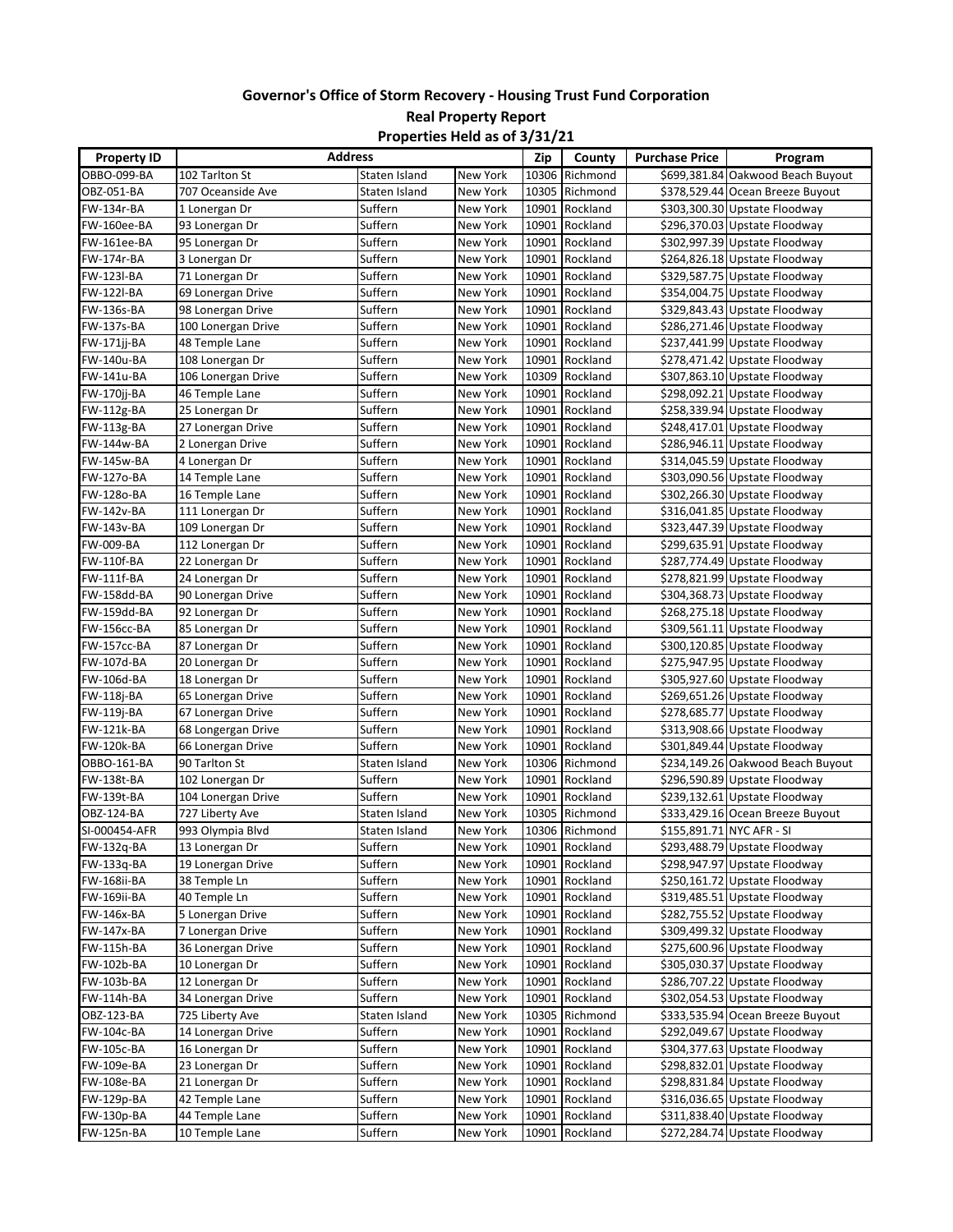# Governor's Office of Storm Recovery - Housing Trust Fund Corporation

## Real Property Report

## Properties Held as of 3/31/21

| Property ID | Address | | | Zip | County | Purchase Price | Program |
|---|---|---|---|---|---|---|---|
| OBBO-099-BA | 102 Tarlton St | Staten Island | New York | 10306 | Richmond | $699,381.84 | Oakwood Beach Buyout |
| OBZ-051-BA | 707 Oceanside Ave | Staten Island | New York | 10305 | Richmond | $378,529.44 | Ocean Breeze Buyout |
| FW-134r-BA | 1 Lonergan Dr | Suffern | New York | 10901 | Rockland | $303,300.30 | Upstate Floodway |
| FW-160ee-BA | 93 Lonergan Dr | Suffern | New York | 10901 | Rockland | $296,370.03 | Upstate Floodway |
| FW-161ee-BA | 95 Lonergan Dr | Suffern | New York | 10901 | Rockland | $302,997.39 | Upstate Floodway |
| FW-174r-BA | 3 Lonergan Dr | Suffern | New York | 10901 | Rockland | $264,826.18 | Upstate Floodway |
| FW-123l-BA | 71 Lonergan Dr | Suffern | New York | 10901 | Rockland | $329,587.75 | Upstate Floodway |
| FW-122l-BA | 69 Lonergan Drive | Suffern | New York | 10901 | Rockland | $354,004.75 | Upstate Floodway |
| FW-136s-BA | 98 Lonergan Drive | Suffern | New York | 10901 | Rockland | $329,843.43 | Upstate Floodway |
| FW-137s-BA | 100 Lonergan Drive | Suffern | New York | 10901 | Rockland | $286,271.46 | Upstate Floodway |
| FW-171jj-BA | 48 Temple Lane | Suffern | New York | 10901 | Rockland | $237,441.99 | Upstate Floodway |
| FW-140u-BA | 108 Lonergan Dr | Suffern | New York | 10901 | Rockland | $278,471.42 | Upstate Floodway |
| FW-141u-BA | 106 Lonergan Drive | Suffern | New York | 10309 | Rockland | $307,863.10 | Upstate Floodway |
| FW-170jj-BA | 46 Temple Lane | Suffern | New York | 10901 | Rockland | $298,092.21 | Upstate Floodway |
| FW-112g-BA | 25 Lonergan Dr | Suffern | New York | 10901 | Rockland | $258,339.94 | Upstate Floodway |
| FW-113g-BA | 27 Lonergan Drive | Suffern | New York | 10901 | Rockland | $248,417.01 | Upstate Floodway |
| FW-144w-BA | 2 Lonergan Drive | Suffern | New York | 10901 | Rockland | $286,946.11 | Upstate Floodway |
| FW-145w-BA | 4 Lonergan Dr | Suffern | New York | 10901 | Rockland | $314,045.59 | Upstate Floodway |
| FW-127o-BA | 14 Temple Lane | Suffern | New York | 10901 | Rockland | $303,090.56 | Upstate Floodway |
| FW-128o-BA | 16 Temple Lane | Suffern | New York | 10901 | Rockland | $302,266.30 | Upstate Floodway |
| FW-142v-BA | 111 Lonergan Dr | Suffern | New York | 10901 | Rockland | $316,041.85 | Upstate Floodway |
| FW-143v-BA | 109 Lonergan Dr | Suffern | New York | 10901 | Rockland | $323,447.39 | Upstate Floodway |
| FW-009-BA | 112 Lonergan Dr | Suffern | New York | 10901 | Rockland | $299,635.91 | Upstate Floodway |
| FW-110f-BA | 22 Lonergan Dr | Suffern | New York | 10901 | Rockland | $287,774.49 | Upstate Floodway |
| FW-111f-BA | 24 Lonergan Dr | Suffern | New York | 10901 | Rockland | $278,821.99 | Upstate Floodway |
| FW-158dd-BA | 90 Lonergan Drive | Suffern | New York | 10901 | Rockland | $304,368.73 | Upstate Floodway |
| FW-159dd-BA | 92 Lonergan Dr | Suffern | New York | 10901 | Rockland | $268,275.18 | Upstate Floodway |
| FW-156cc-BA | 85 Lonergan Dr | Suffern | New York | 10901 | Rockland | $309,561.11 | Upstate Floodway |
| FW-157cc-BA | 87 Lonergan Dr | Suffern | New York | 10901 | Rockland | $300,120.85 | Upstate Floodway |
| FW-107d-BA | 20 Lonergan Dr | Suffern | New York | 10901 | Rockland | $275,947.95 | Upstate Floodway |
| FW-106d-BA | 18 Lonergan Dr | Suffern | New York | 10901 | Rockland | $305,927.60 | Upstate Floodway |
| FW-118j-BA | 65 Lonergan Drive | Suffern | New York | 10901 | Rockland | $269,651.26 | Upstate Floodway |
| FW-119j-BA | 67 Lonergan Drive | Suffern | New York | 10901 | Rockland | $278,685.77 | Upstate Floodway |
| FW-121k-BA | 68 Longergan Drive | Suffern | New York | 10901 | Rockland | $313,908.66 | Upstate Floodway |
| FW-120k-BA | 66 Lonergan Drive | Suffern | New York | 10901 | Rockland | $301,849.44 | Upstate Floodway |
| OBBO-161-BA | 90 Tarlton St | Staten Island | New York | 10306 | Richmond | $234,149.26 | Oakwood Beach Buyout |
| FW-138t-BA | 102 Lonergan Dr | Suffern | New York | 10901 | Rockland | $296,590.89 | Upstate Floodway |
| FW-139t-BA | 104 Lonergan Drive | Suffern | New York | 10901 | Rockland | $239,132.61 | Upstate Floodway |
| OBZ-124-BA | 727 Liberty Ave | Staten Island | New York | 10305 | Richmond | $333,429.16 | Ocean Breeze Buyout |
| SI-000454-AFR | 993 Olympia Blvd | Staten Island | New York | 10306 | Richmond | $155,891.71 | NYC AFR - SI |
| FW-132q-BA | 13 Lonergan Dr | Suffern | New York | 10901 | Rockland | $293,488.79 | Upstate Floodway |
| FW-133q-BA | 19 Lonergan Drive | Suffern | New York | 10901 | Rockland | $298,947.97 | Upstate Floodway |
| FW-168ii-BA | 38 Temple Ln | Suffern | New York | 10901 | Rockland | $250,161.72 | Upstate Floodway |
| FW-169ii-BA | 40 Temple Ln | Suffern | New York | 10901 | Rockland | $319,485.51 | Upstate Floodway |
| FW-146x-BA | 5 Lonergan Drive | Suffern | New York | 10901 | Rockland | $282,755.52 | Upstate Floodway |
| FW-147x-BA | 7 Lonergan Drive | Suffern | New York | 10901 | Rockland | $309,499.32 | Upstate Floodway |
| FW-115h-BA | 36 Lonergan Drive | Suffern | New York | 10901 | Rockland | $275,600.96 | Upstate Floodway |
| FW-102b-BA | 10 Lonergan Dr | Suffern | New York | 10901 | Rockland | $305,030.37 | Upstate Floodway |
| FW-103b-BA | 12 Lonergan Dr | Suffern | New York | 10901 | Rockland | $286,707.22 | Upstate Floodway |
| FW-114h-BA | 34 Lonergan Drive | Suffern | New York | 10901 | Rockland | $302,054.53 | Upstate Floodway |
| OBZ-123-BA | 725 Liberty Ave | Staten Island | New York | 10305 | Richmond | $333,535.94 | Ocean Breeze Buyout |
| FW-104c-BA | 14 Lonergan Drive | Suffern | New York | 10901 | Rockland | $292,049.67 | Upstate Floodway |
| FW-105c-BA | 16 Lonergan Dr | Suffern | New York | 10901 | Rockland | $304,377.63 | Upstate Floodway |
| FW-109e-BA | 23 Lonergan Dr | Suffern | New York | 10901 | Rockland | $298,832.01 | Upstate Floodway |
| FW-108e-BA | 21 Lonergan Dr | Suffern | New York | 10901 | Rockland | $298,831.84 | Upstate Floodway |
| FW-129p-BA | 42 Temple Lane | Suffern | New York | 10901 | Rockland | $316,036.65 | Upstate Floodway |
| FW-130p-BA | 44 Temple Lane | Suffern | New York | 10901 | Rockland | $311,838.40 | Upstate Floodway |
| FW-125n-BA | 10 Temple Lane | Suffern | New York | 10901 | Rockland | $272,284.74 | Upstate Floodway |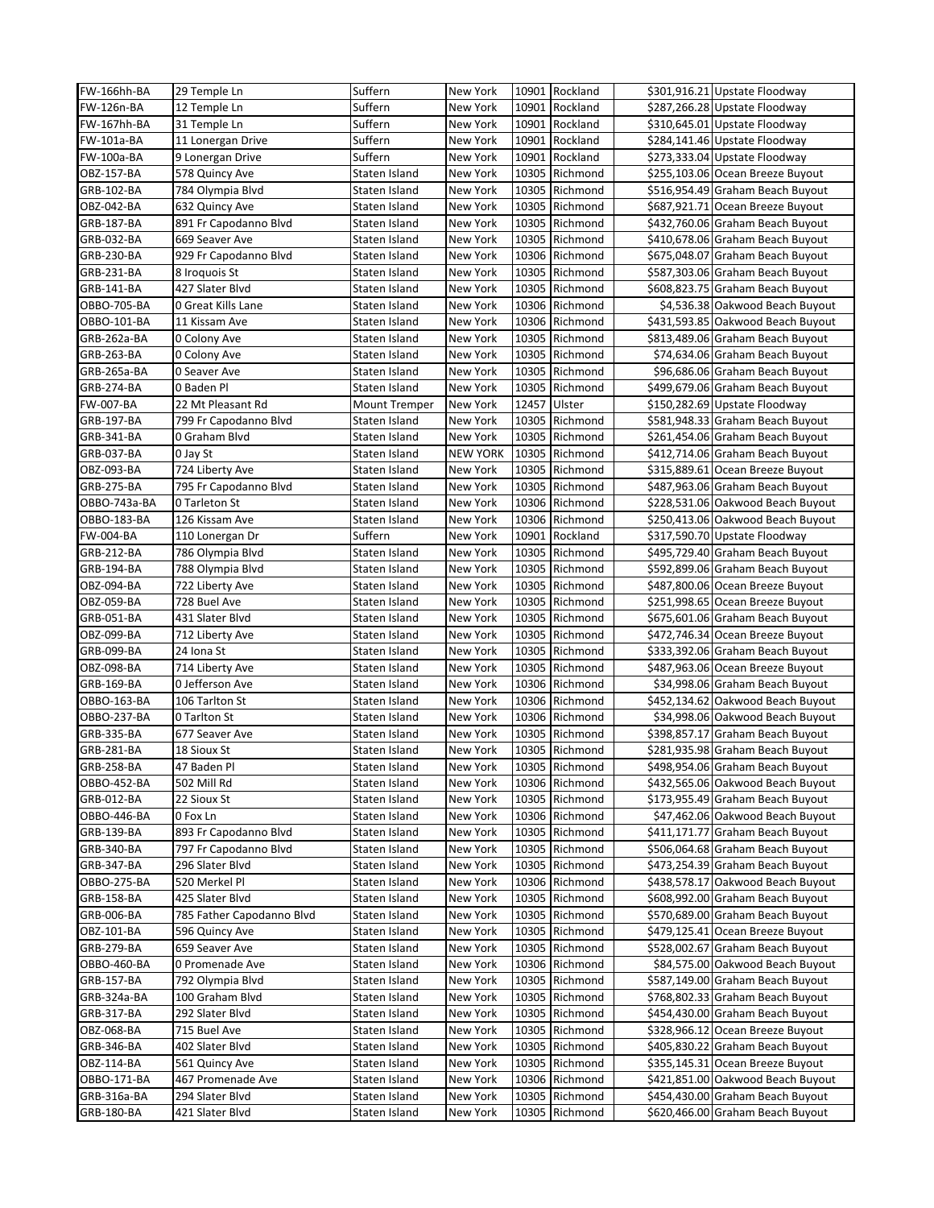| FW-166hh-BA | 29 Temple Ln | Suffern | New York | 10901 | Rockland | $301,916.21 | Upstate Floodway |
|---|---|---|---|---|---|---|---|
| FW-126n-BA | 12 Temple Ln | Suffern | New York | 10901 | Rockland | $287,266.28 | Upstate Floodway |
| FW-167hh-BA | 31 Temple Ln | Suffern | New York | 10901 | Rockland | $310,645.01 | Upstate Floodway |
| FW-101a-BA | 11 Lonergan Drive | Suffern | New York | 10901 | Rockland | $284,141.46 | Upstate Floodway |
| FW-100a-BA | 9 Lonergan Drive | Suffern | New York | 10901 | Rockland | $273,333.04 | Upstate Floodway |
| OBZ-157-BA | 578 Quincy Ave | Staten Island | New York | 10305 | Richmond | $255,103.06 | Ocean Breeze Buyout |
| GRB-102-BA | 784 Olympia Blvd | Staten Island | New York | 10305 | Richmond | $516,954.49 | Graham Beach Buyout |
| OBZ-042-BA | 632 Quincy Ave | Staten Island | New York | 10305 | Richmond | $687,921.71 | Ocean Breeze Buyout |
| GRB-187-BA | 891 Fr Capodanno Blvd | Staten Island | New York | 10305 | Richmond | $432,760.06 | Graham Beach Buyout |
| GRB-032-BA | 669 Seaver Ave | Staten Island | New York | 10305 | Richmond | $410,678.06 | Graham Beach Buyout |
| GRB-230-BA | 929 Fr Capodanno Blvd | Staten Island | New York | 10306 | Richmond | $675,048.07 | Graham Beach Buyout |
| GRB-231-BA | 8 Iroquois St | Staten Island | New York | 10305 | Richmond | $587,303.06 | Graham Beach Buyout |
| GRB-141-BA | 427 Slater Blvd | Staten Island | New York | 10305 | Richmond | $608,823.75 | Graham Beach Buyout |
| OBBO-705-BA | 0 Great Kills Lane | Staten Island | New York | 10306 | Richmond | $4,536.38 | Oakwood Beach Buyout |
| OBBO-101-BA | 11 Kissam Ave | Staten Island | New York | 10306 | Richmond | $431,593.85 | Oakwood Beach Buyout |
| GRB-262a-BA | 0 Colony Ave | Staten Island | New York | 10305 | Richmond | $813,489.06 | Graham Beach Buyout |
| GRB-263-BA | 0 Colony Ave | Staten Island | New York | 10305 | Richmond | $74,634.06 | Graham Beach Buyout |
| GRB-265a-BA | 0 Seaver Ave | Staten Island | New York | 10305 | Richmond | $96,686.06 | Graham Beach Buyout |
| GRB-274-BA | 0 Baden Pl | Staten Island | New York | 10305 | Richmond | $499,679.06 | Graham Beach Buyout |
| FW-007-BA | 22 Mt Pleasant Rd | Mount Tremper | New York | 12457 | Ulster | $150,282.69 | Upstate Floodway |
| GRB-197-BA | 799 Fr Capodanno Blvd | Staten Island | New York | 10305 | Richmond | $581,948.33 | Graham Beach Buyout |
| GRB-341-BA | 0 Graham Blvd | Staten Island | New York | 10305 | Richmond | $261,454.06 | Graham Beach Buyout |
| GRB-037-BA | 0 Jay St | Staten Island | NEW YORK | 10305 | Richmond | $412,714.06 | Graham Beach Buyout |
| OBZ-093-BA | 724 Liberty Ave | Staten Island | New York | 10305 | Richmond | $315,889.61 | Ocean Breeze Buyout |
| GRB-275-BA | 795 Fr Capodanno Blvd | Staten Island | New York | 10305 | Richmond | $487,963.06 | Graham Beach Buyout |
| OBBO-743a-BA | 0 Tarleton St | Staten Island | New York | 10306 | Richmond | $228,531.06 | Oakwood Beach Buyout |
| OBBO-183-BA | 126 Kissam Ave | Staten Island | New York | 10306 | Richmond | $250,413.06 | Oakwood Beach Buyout |
| FW-004-BA | 110 Lonergan Dr | Suffern | New York | 10901 | Rockland | $317,590.70 | Upstate Floodway |
| GRB-212-BA | 786 Olympia Blvd | Staten Island | New York | 10305 | Richmond | $495,729.40 | Graham Beach Buyout |
| GRB-194-BA | 788 Olympia Blvd | Staten Island | New York | 10305 | Richmond | $592,899.06 | Graham Beach Buyout |
| OBZ-094-BA | 722 Liberty Ave | Staten Island | New York | 10305 | Richmond | $487,800.06 | Ocean Breeze Buyout |
| OBZ-059-BA | 728 Buel Ave | Staten Island | New York | 10305 | Richmond | $251,998.65 | Ocean Breeze Buyout |
| GRB-051-BA | 431 Slater Blvd | Staten Island | New York | 10305 | Richmond | $675,601.06 | Graham Beach Buyout |
| OBZ-099-BA | 712 Liberty Ave | Staten Island | New York | 10305 | Richmond | $472,746.34 | Ocean Breeze Buyout |
| GRB-099-BA | 24 Iona St | Staten Island | New York | 10305 | Richmond | $333,392.06 | Graham Beach Buyout |
| OBZ-098-BA | 714 Liberty Ave | Staten Island | New York | 10305 | Richmond | $487,963.06 | Ocean Breeze Buyout |
| GRB-169-BA | 0 Jefferson Ave | Staten Island | New York | 10306 | Richmond | $34,998.06 | Graham Beach Buyout |
| OBBO-163-BA | 106 Tarlton St | Staten Island | New York | 10306 | Richmond | $452,134.62 | Oakwood Beach Buyout |
| OBBO-237-BA | 0 Tarlton St | Staten Island | New York | 10306 | Richmond | $34,998.06 | Oakwood Beach Buyout |
| GRB-335-BA | 677 Seaver Ave | Staten Island | New York | 10305 | Richmond | $398,857.17 | Graham Beach Buyout |
| GRB-281-BA | 18 Sioux St | Staten Island | New York | 10305 | Richmond | $281,935.98 | Graham Beach Buyout |
| GRB-258-BA | 47 Baden Pl | Staten Island | New York | 10305 | Richmond | $498,954.06 | Graham Beach Buyout |
| OBBO-452-BA | 502 Mill Rd | Staten Island | New York | 10306 | Richmond | $432,565.06 | Oakwood Beach Buyout |
| GRB-012-BA | 22 Sioux St | Staten Island | New York | 10305 | Richmond | $173,955.49 | Graham Beach Buyout |
| OBBO-446-BA | 0 Fox Ln | Staten Island | New York | 10306 | Richmond | $47,462.06 | Oakwood Beach Buyout |
| GRB-139-BA | 893 Fr Capodanno Blvd | Staten Island | New York | 10305 | Richmond | $411,171.77 | Graham Beach Buyout |
| GRB-340-BA | 797 Fr Capodanno Blvd | Staten Island | New York | 10305 | Richmond | $506,064.68 | Graham Beach Buyout |
| GRB-347-BA | 296 Slater Blvd | Staten Island | New York | 10305 | Richmond | $473,254.39 | Graham Beach Buyout |
| OBBO-275-BA | 520 Merkel Pl | Staten Island | New York | 10306 | Richmond | $438,578.17 | Oakwood Beach Buyout |
| GRB-158-BA | 425 Slater Blvd | Staten Island | New York | 10305 | Richmond | $608,992.00 | Graham Beach Buyout |
| GRB-006-BA | 785 Father Capodanno Blvd | Staten Island | New York | 10305 | Richmond | $570,689.00 | Graham Beach Buyout |
| OBZ-101-BA | 596 Quincy Ave | Staten Island | New York | 10305 | Richmond | $479,125.41 | Ocean Breeze Buyout |
| GRB-279-BA | 659 Seaver Ave | Staten Island | New York | 10305 | Richmond | $528,002.67 | Graham Beach Buyout |
| OBBO-460-BA | 0 Promenade Ave | Staten Island | New York | 10306 | Richmond | $84,575.00 | Oakwood Beach Buyout |
| GRB-157-BA | 792 Olympia Blvd | Staten Island | New York | 10305 | Richmond | $587,149.00 | Graham Beach Buyout |
| GRB-324a-BA | 100 Graham Blvd | Staten Island | New York | 10305 | Richmond | $768,802.33 | Graham Beach Buyout |
| GRB-317-BA | 292 Slater Blvd | Staten Island | New York | 10305 | Richmond | $454,430.00 | Graham Beach Buyout |
| OBZ-068-BA | 715 Buel Ave | Staten Island | New York | 10305 | Richmond | $328,966.12 | Ocean Breeze Buyout |
| GRB-346-BA | 402 Slater Blvd | Staten Island | New York | 10305 | Richmond | $405,830.22 | Graham Beach Buyout |
| OBZ-114-BA | 561 Quincy Ave | Staten Island | New York | 10305 | Richmond | $355,145.31 | Ocean Breeze Buyout |
| OBBO-171-BA | 467 Promenade Ave | Staten Island | New York | 10306 | Richmond | $421,851.00 | Oakwood Beach Buyout |
| GRB-316a-BA | 294 Slater Blvd | Staten Island | New York | 10305 | Richmond | $454,430.00 | Graham Beach Buyout |
| GRB-180-BA | 421 Slater Blvd | Staten Island | New York | 10305 | Richmond | $620,466.00 | Graham Beach Buyout |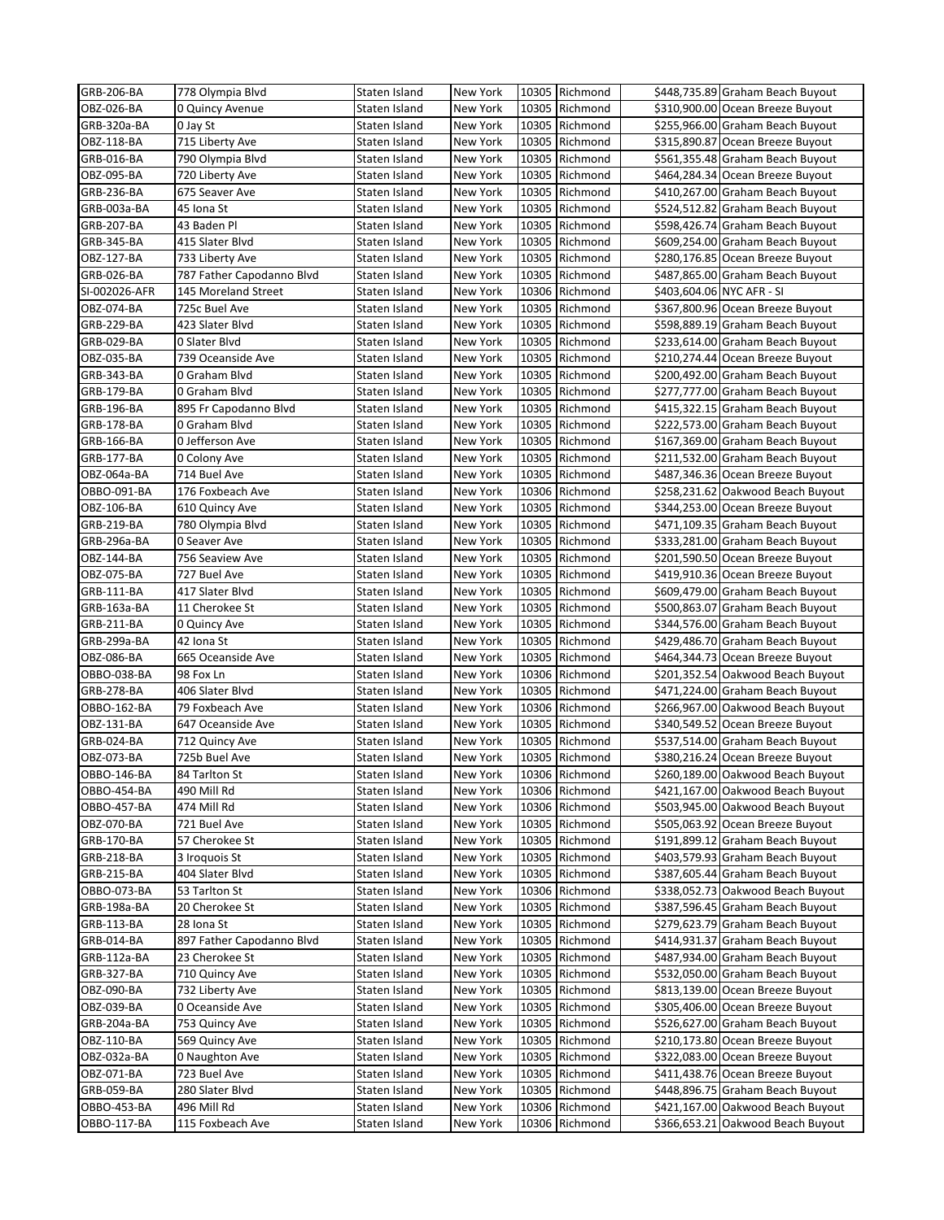| GRB-206-BA | 778 Olympia Blvd | Staten Island | New York | 10305 | Richmond | $448,735.89 | Graham Beach Buyout |
|---|---|---|---|---|---|---|---|
| OBZ-026-BA | 0 Quincy Avenue | Staten Island | New York | 10305 | Richmond | $310,900.00 | Ocean Breeze Buyout |
| GRB-320a-BA | 0 Jay St | Staten Island | New York | 10305 | Richmond | $255,966.00 | Graham Beach Buyout |
| OBZ-118-BA | 715 Liberty Ave | Staten Island | New York | 10305 | Richmond | $315,890.87 | Ocean Breeze Buyout |
| GRB-016-BA | 790 Olympia Blvd | Staten Island | New York | 10305 | Richmond | $561,355.48 | Graham Beach Buyout |
| OBZ-095-BA | 720 Liberty Ave | Staten Island | New York | 10305 | Richmond | $464,284.34 | Ocean Breeze Buyout |
| GRB-236-BA | 675 Seaver Ave | Staten Island | New York | 10305 | Richmond | $410,267.00 | Graham Beach Buyout |
| GRB-003a-BA | 45 Iona St | Staten Island | New York | 10305 | Richmond | $524,512.82 | Graham Beach Buyout |
| GRB-207-BA | 43 Baden Pl | Staten Island | New York | 10305 | Richmond | $598,426.74 | Graham Beach Buyout |
| GRB-345-BA | 415 Slater Blvd | Staten Island | New York | 10305 | Richmond | $609,254.00 | Graham Beach Buyout |
| OBZ-127-BA | 733 Liberty Ave | Staten Island | New York | 10305 | Richmond | $280,176.85 | Ocean Breeze Buyout |
| GRB-026-BA | 787 Father Capodanno Blvd | Staten Island | New York | 10305 | Richmond | $487,865.00 | Graham Beach Buyout |
| SI-002026-AFR | 145 Moreland Street | Staten Island | New York | 10306 | Richmond | $403,604.06 | NYC AFR - SI |
| OBZ-074-BA | 725c Buel Ave | Staten Island | New York | 10305 | Richmond | $367,800.96 | Ocean Breeze Buyout |
| GRB-229-BA | 423 Slater Blvd | Staten Island | New York | 10305 | Richmond | $598,889.19 | Graham Beach Buyout |
| GRB-029-BA | 0 Slater Blvd | Staten Island | New York | 10305 | Richmond | $233,614.00 | Graham Beach Buyout |
| OBZ-035-BA | 739 Oceanside Ave | Staten Island | New York | 10305 | Richmond | $210,274.44 | Ocean Breeze Buyout |
| GRB-343-BA | 0 Graham Blvd | Staten Island | New York | 10305 | Richmond | $200,492.00 | Graham Beach Buyout |
| GRB-179-BA | 0 Graham Blvd | Staten Island | New York | 10305 | Richmond | $277,777.00 | Graham Beach Buyout |
| GRB-196-BA | 895 Fr Capodanno Blvd | Staten Island | New York | 10305 | Richmond | $415,322.15 | Graham Beach Buyout |
| GRB-178-BA | 0 Graham Blvd | Staten Island | New York | 10305 | Richmond | $222,573.00 | Graham Beach Buyout |
| GRB-166-BA | 0 Jefferson Ave | Staten Island | New York | 10305 | Richmond | $167,369.00 | Graham Beach Buyout |
| GRB-177-BA | 0 Colony Ave | Staten Island | New York | 10305 | Richmond | $211,532.00 | Graham Beach Buyout |
| OBZ-064a-BA | 714 Buel Ave | Staten Island | New York | 10305 | Richmond | $487,346.36 | Ocean Breeze Buyout |
| OBBO-091-BA | 176 Foxbeach Ave | Staten Island | New York | 10306 | Richmond | $258,231.62 | Oakwood Beach Buyout |
| OBZ-106-BA | 610 Quincy Ave | Staten Island | New York | 10305 | Richmond | $344,253.00 | Ocean Breeze Buyout |
| GRB-219-BA | 780 Olympia Blvd | Staten Island | New York | 10305 | Richmond | $471,109.35 | Graham Beach Buyout |
| GRB-296a-BA | 0 Seaver Ave | Staten Island | New York | 10305 | Richmond | $333,281.00 | Graham Beach Buyout |
| OBZ-144-BA | 756 Seaview Ave | Staten Island | New York | 10305 | Richmond | $201,590.50 | Ocean Breeze Buyout |
| OBZ-075-BA | 727 Buel Ave | Staten Island | New York | 10305 | Richmond | $419,910.36 | Ocean Breeze Buyout |
| GRB-111-BA | 417 Slater Blvd | Staten Island | New York | 10305 | Richmond | $609,479.00 | Graham Beach Buyout |
| GRB-163a-BA | 11 Cherokee St | Staten Island | New York | 10305 | Richmond | $500,863.07 | Graham Beach Buyout |
| GRB-211-BA | 0 Quincy Ave | Staten Island | New York | 10305 | Richmond | $344,576.00 | Graham Beach Buyout |
| GRB-299a-BA | 42 Iona St | Staten Island | New York | 10305 | Richmond | $429,486.70 | Graham Beach Buyout |
| OBZ-086-BA | 665 Oceanside Ave | Staten Island | New York | 10305 | Richmond | $464,344.73 | Ocean Breeze Buyout |
| OBBO-038-BA | 98 Fox Ln | Staten Island | New York | 10306 | Richmond | $201,352.54 | Oakwood Beach Buyout |
| GRB-278-BA | 406 Slater Blvd | Staten Island | New York | 10305 | Richmond | $471,224.00 | Graham Beach Buyout |
| OBBO-162-BA | 79 Foxbeach Ave | Staten Island | New York | 10306 | Richmond | $266,967.00 | Oakwood Beach Buyout |
| OBZ-131-BA | 647 Oceanside Ave | Staten Island | New York | 10305 | Richmond | $340,549.52 | Ocean Breeze Buyout |
| GRB-024-BA | 712 Quincy Ave | Staten Island | New York | 10305 | Richmond | $537,514.00 | Graham Beach Buyout |
| OBZ-073-BA | 725b Buel Ave | Staten Island | New York | 10305 | Richmond | $380,216.24 | Ocean Breeze Buyout |
| OBBO-146-BA | 84 Tarlton St | Staten Island | New York | 10306 | Richmond | $260,189.00 | Oakwood Beach Buyout |
| OBBO-454-BA | 490 Mill Rd | Staten Island | New York | 10306 | Richmond | $421,167.00 | Oakwood Beach Buyout |
| OBBO-457-BA | 474 Mill Rd | Staten Island | New York | 10306 | Richmond | $503,945.00 | Oakwood Beach Buyout |
| OBZ-070-BA | 721 Buel Ave | Staten Island | New York | 10305 | Richmond | $505,063.92 | Ocean Breeze Buyout |
| GRB-170-BA | 57 Cherokee St | Staten Island | New York | 10305 | Richmond | $191,899.12 | Graham Beach Buyout |
| GRB-218-BA | 3 Iroquois St | Staten Island | New York | 10305 | Richmond | $403,579.93 | Graham Beach Buyout |
| GRB-215-BA | 404 Slater Blvd | Staten Island | New York | 10305 | Richmond | $387,605.44 | Graham Beach Buyout |
| OBBO-073-BA | 53 Tarlton St | Staten Island | New York | 10306 | Richmond | $338,052.73 | Oakwood Beach Buyout |
| GRB-198a-BA | 20 Cherokee St | Staten Island | New York | 10305 | Richmond | $387,596.45 | Graham Beach Buyout |
| GRB-113-BA | 28 Iona St | Staten Island | New York | 10305 | Richmond | $279,623.79 | Graham Beach Buyout |
| GRB-014-BA | 897 Father Capodanno Blvd | Staten Island | New York | 10305 | Richmond | $414,931.37 | Graham Beach Buyout |
| GRB-112a-BA | 23 Cherokee St | Staten Island | New York | 10305 | Richmond | $487,934.00 | Graham Beach Buyout |
| GRB-327-BA | 710 Quincy Ave | Staten Island | New York | 10305 | Richmond | $532,050.00 | Graham Beach Buyout |
| OBZ-090-BA | 732 Liberty Ave | Staten Island | New York | 10305 | Richmond | $813,139.00 | Ocean Breeze Buyout |
| OBZ-039-BA | 0 Oceanside Ave | Staten Island | New York | 10305 | Richmond | $305,406.00 | Ocean Breeze Buyout |
| GRB-204a-BA | 753 Quincy Ave | Staten Island | New York | 10305 | Richmond | $526,627.00 | Graham Beach Buyout |
| OBZ-110-BA | 569 Quincy Ave | Staten Island | New York | 10305 | Richmond | $210,173.80 | Ocean Breeze Buyout |
| OBZ-032a-BA | 0 Naughton Ave | Staten Island | New York | 10305 | Richmond | $322,083.00 | Ocean Breeze Buyout |
| OBZ-071-BA | 723 Buel Ave | Staten Island | New York | 10305 | Richmond | $411,438.76 | Ocean Breeze Buyout |
| GRB-059-BA | 280 Slater Blvd | Staten Island | New York | 10305 | Richmond | $448,896.75 | Graham Beach Buyout |
| OBBO-453-BA | 496 Mill Rd | Staten Island | New York | 10306 | Richmond | $421,167.00 | Oakwood Beach Buyout |
| OBBO-117-BA | 115 Foxbeach Ave | Staten Island | New York | 10306 | Richmond | $366,653.21 | Oakwood Beach Buyout |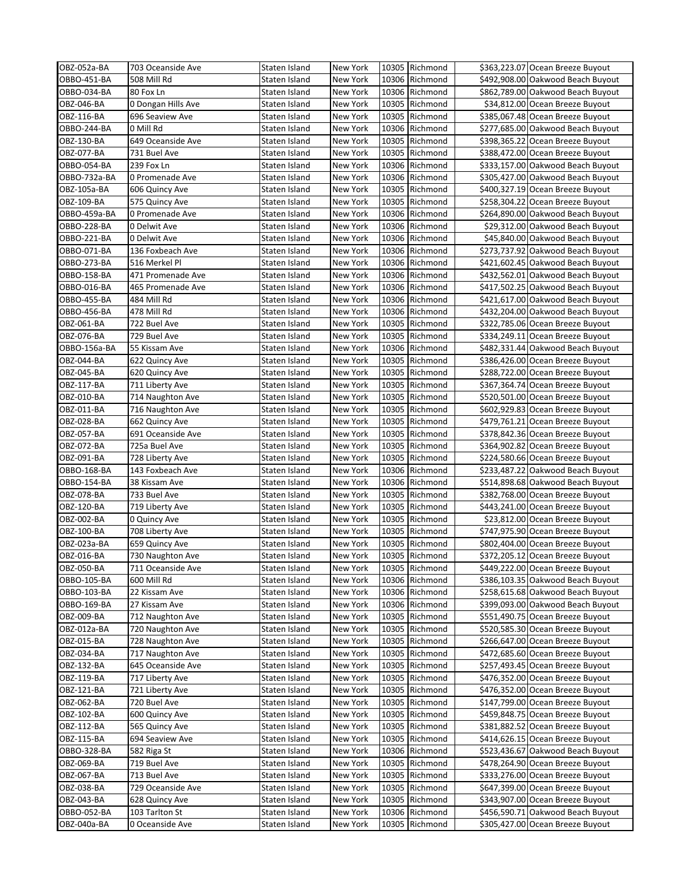| | | | | | | | |
|---|---|---|---|---|---|---|---|
| OBZ-052a-BA | 703 Oceanside Ave | Staten Island | New York | 10305 | Richmond | $363,223.07 | Ocean Breeze Buyout |
| OBBO-451-BA | 508 Mill Rd | Staten Island | New York | 10306 | Richmond | $492,908.00 | Oakwood Beach Buyout |
| OBBO-034-BA | 80 Fox Ln | Staten Island | New York | 10306 | Richmond | $862,789.00 | Oakwood Beach Buyout |
| OBZ-046-BA | 0 Dongan Hills Ave | Staten Island | New York | 10305 | Richmond | $34,812.00 | Ocean Breeze Buyout |
| OBZ-116-BA | 696 Seaview Ave | Staten Island | New York | 10305 | Richmond | $385,067.48 | Ocean Breeze Buyout |
| OBBO-244-BA | 0 Mill Rd | Staten Island | New York | 10306 | Richmond | $277,685.00 | Oakwood Beach Buyout |
| OBZ-130-BA | 649 Oceanside Ave | Staten Island | New York | 10305 | Richmond | $398,365.22 | Ocean Breeze Buyout |
| OBZ-077-BA | 731 Buel Ave | Staten Island | New York | 10305 | Richmond | $388,472.00 | Ocean Breeze Buyout |
| OBBO-054-BA | 239 Fox Ln | Staten Island | New York | 10306 | Richmond | $333,157.00 | Oakwood Beach Buyout |
| OBBO-732a-BA | 0 Promenade Ave | Staten Island | New York | 10306 | Richmond | $305,427.00 | Oakwood Beach Buyout |
| OBZ-105a-BA | 606 Quincy Ave | Staten Island | New York | 10305 | Richmond | $400,327.19 | Ocean Breeze Buyout |
| OBZ-109-BA | 575 Quincy Ave | Staten Island | New York | 10305 | Richmond | $258,304.22 | Ocean Breeze Buyout |
| OBBO-459a-BA | 0 Promenade Ave | Staten Island | New York | 10306 | Richmond | $264,890.00 | Oakwood Beach Buyout |
| OBBO-228-BA | 0 Delwit Ave | Staten Island | New York | 10306 | Richmond | $29,312.00 | Oakwood Beach Buyout |
| OBBO-221-BA | 0 Delwit Ave | Staten Island | New York | 10306 | Richmond | $45,840.00 | Oakwood Beach Buyout |
| OBBO-071-BA | 136 Foxbeach Ave | Staten Island | New York | 10306 | Richmond | $273,737.92 | Oakwood Beach Buyout |
| OBBO-273-BA | 516 Merkel Pl | Staten Island | New York | 10306 | Richmond | $421,602.45 | Oakwood Beach Buyout |
| OBBO-158-BA | 471 Promenade Ave | Staten Island | New York | 10306 | Richmond | $432,562.01 | Oakwood Beach Buyout |
| OBBO-016-BA | 465 Promenade Ave | Staten Island | New York | 10306 | Richmond | $417,502.25 | Oakwood Beach Buyout |
| OBBO-455-BA | 484 Mill Rd | Staten Island | New York | 10306 | Richmond | $421,617.00 | Oakwood Beach Buyout |
| OBBO-456-BA | 478 Mill Rd | Staten Island | New York | 10306 | Richmond | $432,204.00 | Oakwood Beach Buyout |
| OBZ-061-BA | 722 Buel Ave | Staten Island | New York | 10305 | Richmond | $322,785.06 | Ocean Breeze Buyout |
| OBZ-076-BA | 729 Buel Ave | Staten Island | New York | 10305 | Richmond | $334,249.11 | Ocean Breeze Buyout |
| OBBO-156a-BA | 55 Kissam Ave | Staten Island | New York | 10306 | Richmond | $482,331.44 | Oakwood Beach Buyout |
| OBZ-044-BA | 622 Quincy Ave | Staten Island | New York | 10305 | Richmond | $386,426.00 | Ocean Breeze Buyout |
| OBZ-045-BA | 620 Quincy Ave | Staten Island | New York | 10305 | Richmond | $288,722.00 | Ocean Breeze Buyout |
| OBZ-117-BA | 711 Liberty Ave | Staten Island | New York | 10305 | Richmond | $367,364.74 | Ocean Breeze Buyout |
| OBZ-010-BA | 714 Naughton Ave | Staten Island | New York | 10305 | Richmond | $520,501.00 | Ocean Breeze Buyout |
| OBZ-011-BA | 716 Naughton Ave | Staten Island | New York | 10305 | Richmond | $602,929.83 | Ocean Breeze Buyout |
| OBZ-028-BA | 662 Quincy Ave | Staten Island | New York | 10305 | Richmond | $479,761.21 | Ocean Breeze Buyout |
| OBZ-057-BA | 691 Oceanside Ave | Staten Island | New York | 10305 | Richmond | $378,842.36 | Ocean Breeze Buyout |
| OBZ-072-BA | 725a Buel Ave | Staten Island | New York | 10305 | Richmond | $364,902.82 | Ocean Breeze Buyout |
| OBZ-091-BA | 728 Liberty Ave | Staten Island | New York | 10305 | Richmond | $224,580.66 | Ocean Breeze Buyout |
| OBBO-168-BA | 143 Foxbeach Ave | Staten Island | New York | 10306 | Richmond | $233,487.22 | Oakwood Beach Buyout |
| OBBO-154-BA | 38 Kissam Ave | Staten Island | New York | 10306 | Richmond | $514,898.68 | Oakwood Beach Buyout |
| OBZ-078-BA | 733 Buel Ave | Staten Island | New York | 10305 | Richmond | $382,768.00 | Ocean Breeze Buyout |
| OBZ-120-BA | 719 Liberty Ave | Staten Island | New York | 10305 | Richmond | $443,241.00 | Ocean Breeze Buyout |
| OBZ-002-BA | 0 Quincy Ave | Staten Island | New York | 10305 | Richmond | $23,812.00 | Ocean Breeze Buyout |
| OBZ-100-BA | 708 Liberty Ave | Staten Island | New York | 10305 | Richmond | $747,975.90 | Ocean Breeze Buyout |
| OBZ-023a-BA | 659 Quincy Ave | Staten Island | New York | 10305 | Richmond | $802,404.00 | Ocean Breeze Buyout |
| OBZ-016-BA | 730 Naughton Ave | Staten Island | New York | 10305 | Richmond | $372,205.12 | Ocean Breeze Buyout |
| OBZ-050-BA | 711 Oceanside Ave | Staten Island | New York | 10305 | Richmond | $449,222.00 | Ocean Breeze Buyout |
| OBBO-105-BA | 600 Mill Rd | Staten Island | New York | 10306 | Richmond | $386,103.35 | Oakwood Beach Buyout |
| OBBO-103-BA | 22 Kissam Ave | Staten Island | New York | 10306 | Richmond | $258,615.68 | Oakwood Beach Buyout |
| OBBO-169-BA | 27 Kissam Ave | Staten Island | New York | 10306 | Richmond | $399,093.00 | Oakwood Beach Buyout |
| OBZ-009-BA | 712 Naughton Ave | Staten Island | New York | 10305 | Richmond | $551,490.75 | Ocean Breeze Buyout |
| OBZ-012a-BA | 720 Naughton Ave | Staten Island | New York | 10305 | Richmond | $520,585.30 | Ocean Breeze Buyout |
| OBZ-015-BA | 728 Naughton Ave | Staten Island | New York | 10305 | Richmond | $266,647.00 | Ocean Breeze Buyout |
| OBZ-034-BA | 717 Naughton Ave | Staten Island | New York | 10305 | Richmond | $472,685.60 | Ocean Breeze Buyout |
| OBZ-132-BA | 645 Oceanside Ave | Staten Island | New York | 10305 | Richmond | $257,493.45 | Ocean Breeze Buyout |
| OBZ-119-BA | 717 Liberty Ave | Staten Island | New York | 10305 | Richmond | $476,352.00 | Ocean Breeze Buyout |
| OBZ-121-BA | 721 Liberty Ave | Staten Island | New York | 10305 | Richmond | $476,352.00 | Ocean Breeze Buyout |
| OBZ-062-BA | 720 Buel Ave | Staten Island | New York | 10305 | Richmond | $147,799.00 | Ocean Breeze Buyout |
| OBZ-102-BA | 600 Quincy Ave | Staten Island | New York | 10305 | Richmond | $459,848.75 | Ocean Breeze Buyout |
| OBZ-112-BA | 565 Quincy Ave | Staten Island | New York | 10305 | Richmond | $381,882.52 | Ocean Breeze Buyout |
| OBZ-115-BA | 694 Seaview Ave | Staten Island | New York | 10305 | Richmond | $414,626.15 | Ocean Breeze Buyout |
| OBBO-328-BA | 582 Riga St | Staten Island | New York | 10306 | Richmond | $523,436.67 | Oakwood Beach Buyout |
| OBZ-069-BA | 719 Buel Ave | Staten Island | New York | 10305 | Richmond | $478,264.90 | Ocean Breeze Buyout |
| OBZ-067-BA | 713 Buel Ave | Staten Island | New York | 10305 | Richmond | $333,276.00 | Ocean Breeze Buyout |
| OBZ-038-BA | 729 Oceanside Ave | Staten Island | New York | 10305 | Richmond | $647,399.00 | Ocean Breeze Buyout |
| OBZ-043-BA | 628 Quincy Ave | Staten Island | New York | 10305 | Richmond | $343,907.00 | Ocean Breeze Buyout |
| OBBO-052-BA | 103 Tarlton St | Staten Island | New York | 10306 | Richmond | $456,590.71 | Oakwood Beach Buyout |
| OBZ-040a-BA | 0 Oceanside Ave | Staten Island | New York | 10305 | Richmond | $305,427.00 | Ocean Breeze Buyout |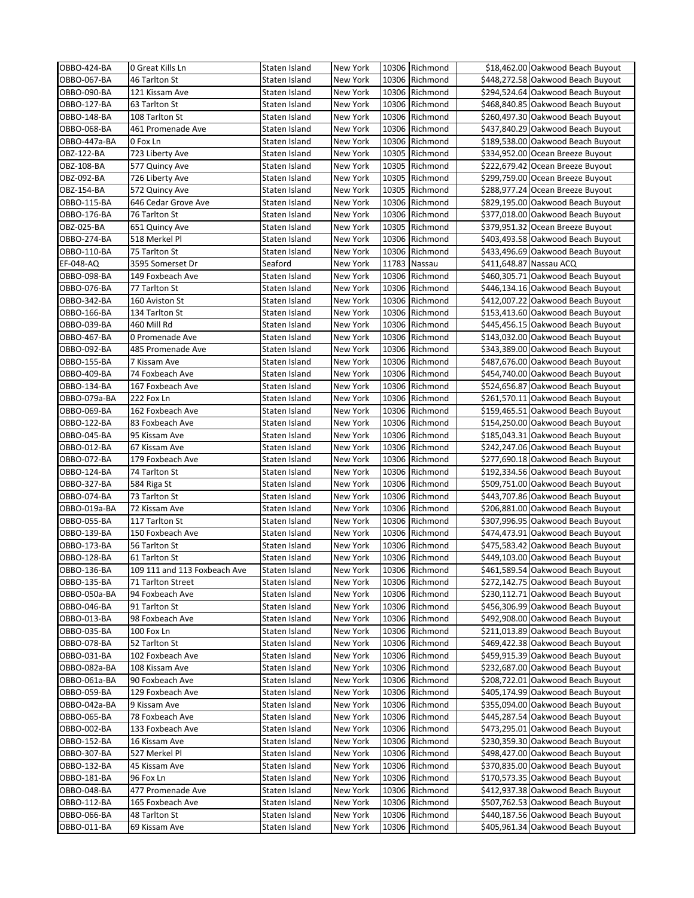| OBBO-424-BA | 0 Great Kills Ln | Staten Island | New York | 10306 | Richmond | $18,462.00 | Oakwood Beach Buyout |
|---|---|---|---|---|---|---|---|
| OBBO-067-BA | 46 Tarlton St | Staten Island | New York | 10306 | Richmond | $448,272.58 | Oakwood Beach Buyout |
| OBBO-090-BA | 121 Kissam Ave | Staten Island | New York | 10306 | Richmond | $294,524.64 | Oakwood Beach Buyout |
| OBBO-127-BA | 63 Tarlton St | Staten Island | New York | 10306 | Richmond | $468,840.85 | Oakwood Beach Buyout |
| OBBO-148-BA | 108 Tarlton St | Staten Island | New York | 10306 | Richmond | $260,497.30 | Oakwood Beach Buyout |
| OBBO-068-BA | 461 Promenade Ave | Staten Island | New York | 10306 | Richmond | $437,840.29 | Oakwood Beach Buyout |
| OBBO-447a-BA | 0 Fox Ln | Staten Island | New York | 10306 | Richmond | $189,538.00 | Oakwood Beach Buyout |
| OBZ-122-BA | 723 Liberty Ave | Staten Island | New York | 10305 | Richmond | $334,952.00 | Ocean Breeze Buyout |
| OBZ-108-BA | 577 Quincy Ave | Staten Island | New York | 10305 | Richmond | $222,679.42 | Ocean Breeze Buyout |
| OBZ-092-BA | 726 Liberty Ave | Staten Island | New York | 10305 | Richmond | $299,759.00 | Ocean Breeze Buyout |
| OBZ-154-BA | 572 Quincy Ave | Staten Island | New York | 10305 | Richmond | $288,977.24 | Ocean Breeze Buyout |
| OBBO-115-BA | 646 Cedar Grove Ave | Staten Island | New York | 10306 | Richmond | $829,195.00 | Oakwood Beach Buyout |
| OBBO-176-BA | 76 Tarlton St | Staten Island | New York | 10306 | Richmond | $377,018.00 | Oakwood Beach Buyout |
| OBZ-025-BA | 651 Quincy Ave | Staten Island | New York | 10305 | Richmond | $379,951.32 | Ocean Breeze Buyout |
| OBBO-274-BA | 518 Merkel Pl | Staten Island | New York | 10306 | Richmond | $403,493.58 | Oakwood Beach Buyout |
| OBBO-110-BA | 75 Tarlton St | Staten Island | New York | 10306 | Richmond | $433,496.69 | Oakwood Beach Buyout |
| EF-048-AQ | 3595 Somerset Dr | Seaford | New York | 11783 | Nassau | $411,648.87 | Nassau ACQ |
| OBBO-098-BA | 149 Foxbeach Ave | Staten Island | New York | 10306 | Richmond | $460,305.71 | Oakwood Beach Buyout |
| OBBO-076-BA | 77 Tarlton St | Staten Island | New York | 10306 | Richmond | $446,134.16 | Oakwood Beach Buyout |
| OBBO-342-BA | 160 Aviston St | Staten Island | New York | 10306 | Richmond | $412,007.22 | Oakwood Beach Buyout |
| OBBO-166-BA | 134 Tarlton St | Staten Island | New York | 10306 | Richmond | $153,413.60 | Oakwood Beach Buyout |
| OBBO-039-BA | 460 Mill Rd | Staten Island | New York | 10306 | Richmond | $445,456.15 | Oakwood Beach Buyout |
| OBBO-467-BA | 0 Promenade Ave | Staten Island | New York | 10306 | Richmond | $143,032.00 | Oakwood Beach Buyout |
| OBBO-092-BA | 485 Promenade Ave | Staten Island | New York | 10306 | Richmond | $343,389.00 | Oakwood Beach Buyout |
| OBBO-155-BA | 7 Kissam Ave | Staten Island | New York | 10306 | Richmond | $487,676.00 | Oakwood Beach Buyout |
| OBBO-409-BA | 74 Foxbeach Ave | Staten Island | New York | 10306 | Richmond | $454,740.00 | Oakwood Beach Buyout |
| OBBO-134-BA | 167 Foxbeach Ave | Staten Island | New York | 10306 | Richmond | $524,656.87 | Oakwood Beach Buyout |
| OBBO-079a-BA | 222 Fox Ln | Staten Island | New York | 10306 | Richmond | $261,570.11 | Oakwood Beach Buyout |
| OBBO-069-BA | 162 Foxbeach Ave | Staten Island | New York | 10306 | Richmond | $159,465.51 | Oakwood Beach Buyout |
| OBBO-122-BA | 83 Foxbeach Ave | Staten Island | New York | 10306 | Richmond | $154,250.00 | Oakwood Beach Buyout |
| OBBO-045-BA | 95 Kissam Ave | Staten Island | New York | 10306 | Richmond | $185,043.31 | Oakwood Beach Buyout |
| OBBO-012-BA | 67 Kissam Ave | Staten Island | New York | 10306 | Richmond | $242,247.06 | Oakwood Beach Buyout |
| OBBO-072-BA | 179 Foxbeach Ave | Staten Island | New York | 10306 | Richmond | $277,690.18 | Oakwood Beach Buyout |
| OBBO-124-BA | 74 Tarlton St | Staten Island | New York | 10306 | Richmond | $192,334.56 | Oakwood Beach Buyout |
| OBBO-327-BA | 584 Riga St | Staten Island | New York | 10306 | Richmond | $509,751.00 | Oakwood Beach Buyout |
| OBBO-074-BA | 73 Tarlton St | Staten Island | New York | 10306 | Richmond | $443,707.86 | Oakwood Beach Buyout |
| OBBO-019a-BA | 72 Kissam Ave | Staten Island | New York | 10306 | Richmond | $206,881.00 | Oakwood Beach Buyout |
| OBBO-055-BA | 117 Tarlton St | Staten Island | New York | 10306 | Richmond | $307,996.95 | Oakwood Beach Buyout |
| OBBO-139-BA | 150 Foxbeach Ave | Staten Island | New York | 10306 | Richmond | $474,473.91 | Oakwood Beach Buyout |
| OBBO-173-BA | 56 Tarlton St | Staten Island | New York | 10306 | Richmond | $475,583.42 | Oakwood Beach Buyout |
| OBBO-128-BA | 61 Tarlton St | Staten Island | New York | 10306 | Richmond | $449,103.00 | Oakwood Beach Buyout |
| OBBO-136-BA | 109 111 and 113 Foxbeach Ave | Staten Island | New York | 10306 | Richmond | $461,589.54 | Oakwood Beach Buyout |
| OBBO-135-BA | 71 Tarlton Street | Staten Island | New York | 10306 | Richmond | $272,142.75 | Oakwood Beach Buyout |
| OBBO-050a-BA | 94 Foxbeach Ave | Staten Island | New York | 10306 | Richmond | $230,112.71 | Oakwood Beach Buyout |
| OBBO-046-BA | 91 Tarlton St | Staten Island | New York | 10306 | Richmond | $456,306.99 | Oakwood Beach Buyout |
| OBBO-013-BA | 98 Foxbeach Ave | Staten Island | New York | 10306 | Richmond | $492,908.00 | Oakwood Beach Buyout |
| OBBO-035-BA | 100 Fox Ln | Staten Island | New York | 10306 | Richmond | $211,013.89 | Oakwood Beach Buyout |
| OBBO-078-BA | 52 Tarlton St | Staten Island | New York | 10306 | Richmond | $469,422.38 | Oakwood Beach Buyout |
| OBBO-031-BA | 102 Foxbeach Ave | Staten Island | New York | 10306 | Richmond | $459,915.39 | Oakwood Beach Buyout |
| OBBO-082a-BA | 108 Kissam Ave | Staten Island | New York | 10306 | Richmond | $232,687.00 | Oakwood Beach Buyout |
| OBBO-061a-BA | 90 Foxbeach Ave | Staten Island | New York | 10306 | Richmond | $208,722.01 | Oakwood Beach Buyout |
| OBBO-059-BA | 129 Foxbeach Ave | Staten Island | New York | 10306 | Richmond | $405,174.99 | Oakwood Beach Buyout |
| OBBO-042a-BA | 9 Kissam Ave | Staten Island | New York | 10306 | Richmond | $355,094.00 | Oakwood Beach Buyout |
| OBBO-065-BA | 78 Foxbeach Ave | Staten Island | New York | 10306 | Richmond | $445,287.54 | Oakwood Beach Buyout |
| OBBO-002-BA | 133 Foxbeach Ave | Staten Island | New York | 10306 | Richmond | $473,295.01 | Oakwood Beach Buyout |
| OBBO-152-BA | 16 Kissam Ave | Staten Island | New York | 10306 | Richmond | $230,359.30 | Oakwood Beach Buyout |
| OBBO-307-BA | 527 Merkel Pl | Staten Island | New York | 10306 | Richmond | $498,427.00 | Oakwood Beach Buyout |
| OBBO-132-BA | 45 Kissam Ave | Staten Island | New York | 10306 | Richmond | $370,835.00 | Oakwood Beach Buyout |
| OBBO-181-BA | 96 Fox Ln | Staten Island | New York | 10306 | Richmond | $170,573.35 | Oakwood Beach Buyout |
| OBBO-048-BA | 477 Promenade Ave | Staten Island | New York | 10306 | Richmond | $412,937.38 | Oakwood Beach Buyout |
| OBBO-112-BA | 165 Foxbeach Ave | Staten Island | New York | 10306 | Richmond | $507,762.53 | Oakwood Beach Buyout |
| OBBO-066-BA | 48 Tarlton St | Staten Island | New York | 10306 | Richmond | $440,187.56 | Oakwood Beach Buyout |
| OBBO-011-BA | 69 Kissam Ave | Staten Island | New York | 10306 | Richmond | $405,961.34 | Oakwood Beach Buyout |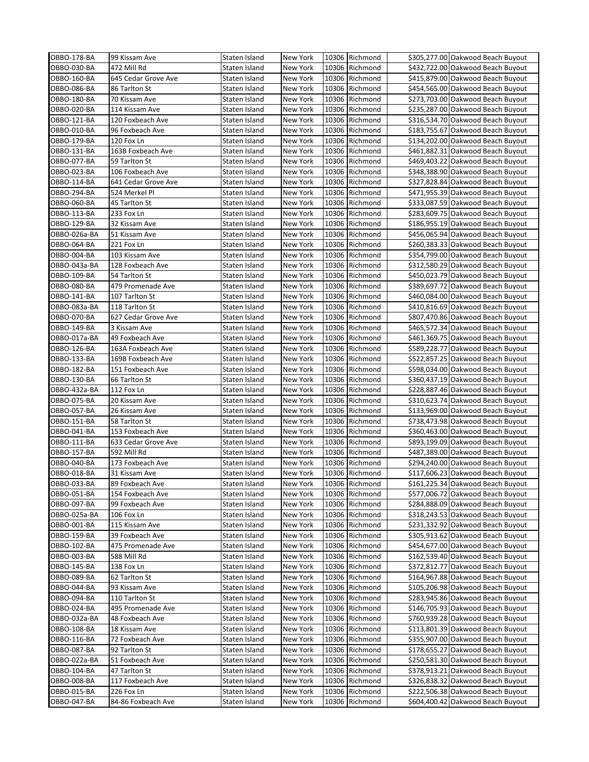| OBBO-178-BA | 99 Kissam Ave | Staten Island | New York | 10306 | Richmond | $305,277.00 | Oakwood Beach Buyout |
|---|---|---|---|---|---|---|---|
| OBBO-030-BA | 472 Mill Rd | Staten Island | New York | 10306 | Richmond | $432,722.00 | Oakwood Beach Buyout |
| OBBO-160-BA | 645 Cedar Grove Ave | Staten Island | New York | 10306 | Richmond | $415,879.00 | Oakwood Beach Buyout |
| OBBO-086-BA | 86 Tarlton St | Staten Island | New York | 10306 | Richmond | $454,565.00 | Oakwood Beach Buyout |
| OBBO-180-BA | 70 Kissam Ave | Staten Island | New York | 10306 | Richmond | $273,703.00 | Oakwood Beach Buyout |
| OBBO-020-BA | 114 Kissam Ave | Staten Island | New York | 10306 | Richmond | $235,287.00 | Oakwood Beach Buyout |
| OBBO-121-BA | 120 Foxbeach Ave | Staten Island | New York | 10306 | Richmond | $316,534.70 | Oakwood Beach Buyout |
| OBBO-010-BA | 96 Foxbeach Ave | Staten Island | New York | 10306 | Richmond | $183,755.67 | Oakwood Beach Buyout |
| OBBO-179-BA | 120 Fox Ln | Staten Island | New York | 10306 | Richmond | $134,202.00 | Oakwood Beach Buyout |
| OBBO-131-BA | 163B Foxbeach Ave | Staten Island | New York | 10306 | Richmond | $461,882.31 | Oakwood Beach Buyout |
| OBBO-077-BA | 59 Tarlton St | Staten Island | New York | 10306 | Richmond | $469,403.22 | Oakwood Beach Buyout |
| OBBO-023-BA | 106 Foxbeach Ave | Staten Island | New York | 10306 | Richmond | $348,388.90 | Oakwood Beach Buyout |
| OBBO-114-BA | 641 Cedar Grove Ave | Staten Island | New York | 10306 | Richmond | $327,828.84 | Oakwood Beach Buyout |
| OBBO-294-BA | 524 Merkel Pl | Staten Island | New York | 10306 | Richmond | $471,955.39 | Oakwood Beach Buyout |
| OBBO-060-BA | 45 Tarlton St | Staten Island | New York | 10306 | Richmond | $333,087.59 | Oakwood Beach Buyout |
| OBBO-113-BA | 233 Fox Ln | Staten Island | New York | 10306 | Richmond | $283,609.75 | Oakwood Beach Buyout |
| OBBO-129-BA | 32 Kissam Ave | Staten Island | New York | 10306 | Richmond | $186,955.19 | Oakwood Beach Buyout |
| OBBO-026a-BA | 51 Kissam Ave | Staten Island | New York | 10306 | Richmond | $456,065.94 | Oakwood Beach Buyout |
| OBBO-064-BA | 221 Fox Ln | Staten Island | New York | 10306 | Richmond | $260,383.33 | Oakwood Beach Buyout |
| OBBO-004-BA | 103 Kissam Ave | Staten Island | New York | 10306 | Richmond | $354,799.00 | Oakwood Beach Buyout |
| OBBO-043a-BA | 128 Foxbeach Ave | Staten Island | New York | 10306 | Richmond | $312,580.29 | Oakwood Beach Buyout |
| OBBO-109-BA | 54 Tarlton St | Staten Island | New York | 10306 | Richmond | $450,023.79 | Oakwood Beach Buyout |
| OBBO-080-BA | 479 Promenade Ave | Staten Island | New York | 10306 | Richmond | $389,697.72 | Oakwood Beach Buyout |
| OBBO-141-BA | 107 Tarlton St | Staten Island | New York | 10306 | Richmond | $460,084.00 | Oakwood Beach Buyout |
| OBBO-083a-BA | 118 Tarlton St | Staten Island | New York | 10306 | Richmond | $410,816.69 | Oakwood Beach Buyout |
| OBBO-070-BA | 627 Cedar Grove Ave | Staten Island | New York | 10306 | Richmond | $807,470.86 | Oakwood Beach Buyout |
| OBBO-149-BA | 3 Kissam Ave | Staten Island | New York | 10306 | Richmond | $465,572.34 | Oakwood Beach Buyout |
| OBBO-017a-BA | 49 Foxbeach Ave | Staten Island | New York | 10306 | Richmond | $461,369.75 | Oakwood Beach Buyout |
| OBBO-126-BA | 163A Foxbeach Ave | Staten Island | New York | 10306 | Richmond | $589,228.77 | Oakwood Beach Buyout |
| OBBO-133-BA | 169B Foxbeach Ave | Staten Island | New York | 10306 | Richmond | $522,857.25 | Oakwood Beach Buyout |
| OBBO-182-BA | 151 Foxbeach Ave | Staten Island | New York | 10306 | Richmond | $598,034.00 | Oakwood Beach Buyout |
| OBBO-130-BA | 66 Tarlton St | Staten Island | New York | 10306 | Richmond | $360,437.19 | Oakwood Beach Buyout |
| OBBO-432a-BA | 112 Fox Ln | Staten Island | New York | 10306 | Richmond | $228,887.46 | Oakwood Beach Buyout |
| OBBO-075-BA | 20 Kissam Ave | Staten Island | New York | 10306 | Richmond | $310,623.74 | Oakwood Beach Buyout |
| OBBO-057-BA | 26 Kissam Ave | Staten Island | New York | 10306 | Richmond | $133,969.00 | Oakwood Beach Buyout |
| OBBO-151-BA | 58 Tarlton St | Staten Island | New York | 10306 | Richmond | $738,473.98 | Oakwood Beach Buyout |
| OBBO-041-BA | 153 Foxbeach Ave | Staten Island | New York | 10306 | Richmond | $360,463.00 | Oakwood Beach Buyout |
| OBBO-111-BA | 633 Cedar Grove Ave | Staten Island | New York | 10306 | Richmond | $893,199.09 | Oakwood Beach Buyout |
| OBBO-157-BA | 592 Mill Rd | Staten Island | New York | 10306 | Richmond | $487,389.00 | Oakwood Beach Buyout |
| OBBO-040-BA | 173 Foxbeach Ave | Staten Island | New York | 10306 | Richmond | $294,240.00 | Oakwood Beach Buyout |
| OBBO-018-BA | 31 Kissam Ave | Staten Island | New York | 10306 | Richmond | $117,606.23 | Oakwood Beach Buyout |
| OBBO-033-BA | 89 Foxbeach Ave | Staten Island | New York | 10306 | Richmond | $161,225.34 | Oakwood Beach Buyout |
| OBBO-051-BA | 154 Foxbeach Ave | Staten Island | New York | 10306 | Richmond | $577,006.72 | Oakwood Beach Buyout |
| OBBO-097-BA | 99 Foxbeach Ave | Staten Island | New York | 10306 | Richmond | $284,888.09 | Oakwood Beach Buyout |
| OBBO-025a-BA | 106 Fox Ln | Staten Island | New York | 10306 | Richmond | $318,243.53 | Oakwood Beach Buyout |
| OBBO-001-BA | 115 Kissam Ave | Staten Island | New York | 10306 | Richmond | $231,332.92 | Oakwood Beach Buyout |
| OBBO-159-BA | 39 Foxbeach Ave | Staten Island | New York | 10306 | Richmond | $305,913.62 | Oakwood Beach Buyout |
| OBBO-102-BA | 475 Promenade Ave | Staten Island | New York | 10306 | Richmond | $454,677.00 | Oakwood Beach Buyout |
| OBBO-003-BA | 588 Mill Rd | Staten Island | New York | 10306 | Richmond | $162,539.40 | Oakwood Beach Buyout |
| OBBO-145-BA | 138 Fox Ln | Staten Island | New York | 10306 | Richmond | $372,812.77 | Oakwood Beach Buyout |
| OBBO-089-BA | 62 Tarlton St | Staten Island | New York | 10306 | Richmond | $164,967.88 | Oakwood Beach Buyout |
| OBBO-044-BA | 93 Kissam Ave | Staten Island | New York | 10306 | Richmond | $105,206.98 | Oakwood Beach Buyout |
| OBBO-094-BA | 110 Tarlton St | Staten Island | New York | 10306 | Richmond | $283,945.86 | Oakwood Beach Buyout |
| OBBO-024-BA | 495 Promenade Ave | Staten Island | New York | 10306 | Richmond | $146,705.93 | Oakwood Beach Buyout |
| OBBO-032a-BA | 48 Foxbeach Ave | Staten Island | New York | 10306 | Richmond | $760,939.28 | Oakwood Beach Buyout |
| OBBO-108-BA | 18 Kissam Ave | Staten Island | New York | 10306 | Richmond | $113,801.39 | Oakwood Beach Buyout |
| OBBO-116-BA | 72 Foxbeach Ave | Staten Island | New York | 10306 | Richmond | $355,907.00 | Oakwood Beach Buyout |
| OBBO-087-BA | 92 Tarlton St | Staten Island | New York | 10306 | Richmond | $178,655.27 | Oakwood Beach Buyout |
| OBBO-022a-BA | 51 Foxbeach Ave | Staten Island | New York | 10306 | Richmond | $250,581.30 | Oakwood Beach Buyout |
| OBBO-104-BA | 47 Tarlton St | Staten Island | New York | 10306 | Richmond | $378,913.21 | Oakwood Beach Buyout |
| OBBO-008-BA | 117 Foxbeach Ave | Staten Island | New York | 10306 | Richmond | $326,838.32 | Oakwood Beach Buyout |
| OBBO-015-BA | 226 Fox Ln | Staten Island | New York | 10306 | Richmond | $222,506.38 | Oakwood Beach Buyout |
| OBBO-047-BA | 84-86 Foxbeach Ave | Staten Island | New York | 10306 | Richmond | $604,400.42 | Oakwood Beach Buyout |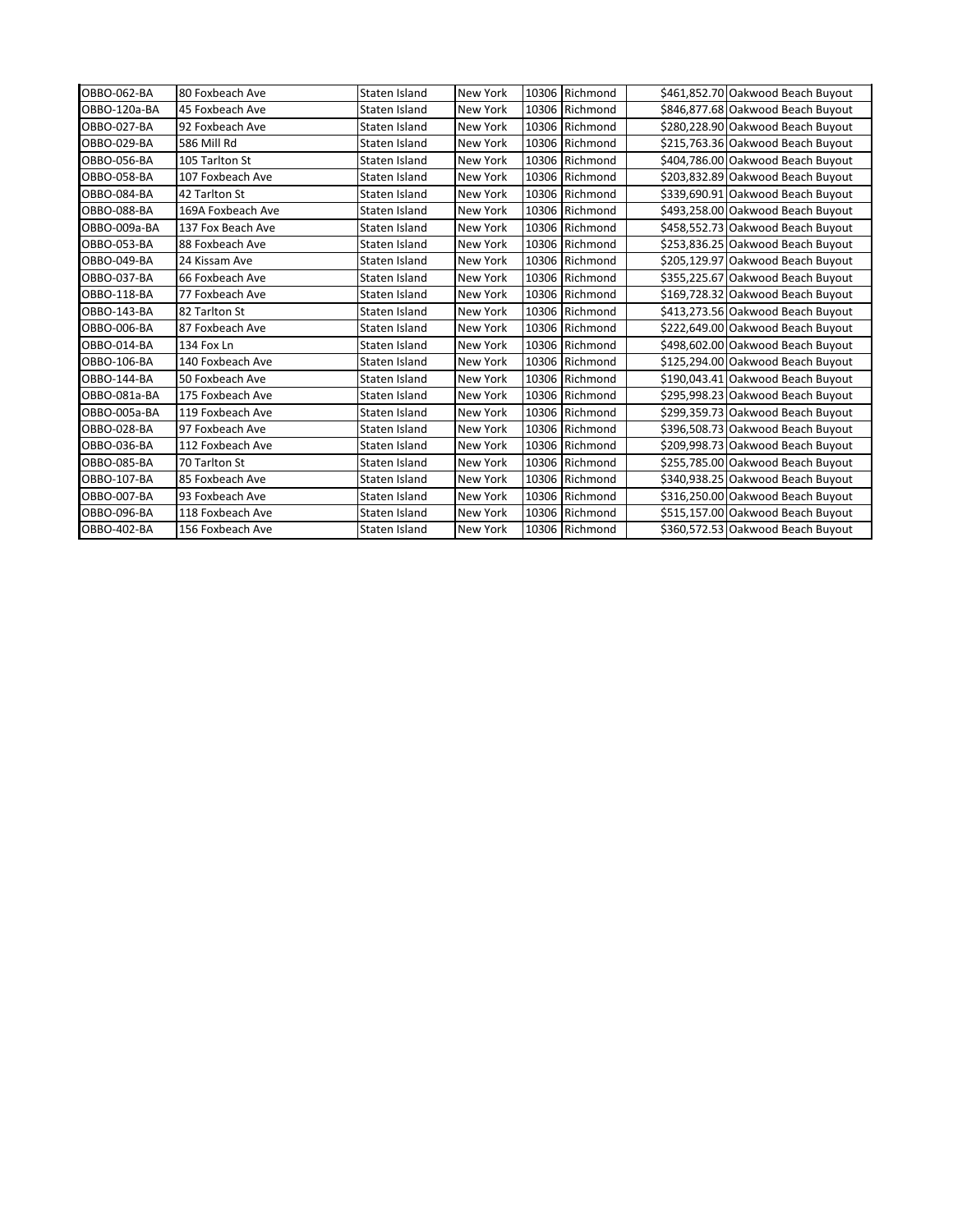| | | | | | | | |
|---|---|---|---|---|---|---|---|
| OBBO-062-BA | 80 Foxbeach Ave | Staten Island | New York | 10306 | Richmond | $461,852.70 | Oakwood Beach Buyout |
| OBBO-120a-BA | 45 Foxbeach Ave | Staten Island | New York | 10306 | Richmond | $846,877.68 | Oakwood Beach Buyout |
| OBBO-027-BA | 92 Foxbeach Ave | Staten Island | New York | 10306 | Richmond | $280,228.90 | Oakwood Beach Buyout |
| OBBO-029-BA | 586 Mill Rd | Staten Island | New York | 10306 | Richmond | $215,763.36 | Oakwood Beach Buyout |
| OBBO-056-BA | 105 Tarlton St | Staten Island | New York | 10306 | Richmond | $404,786.00 | Oakwood Beach Buyout |
| OBBO-058-BA | 107 Foxbeach Ave | Staten Island | New York | 10306 | Richmond | $203,832.89 | Oakwood Beach Buyout |
| OBBO-084-BA | 42 Tarlton St | Staten Island | New York | 10306 | Richmond | $339,690.91 | Oakwood Beach Buyout |
| OBBO-088-BA | 169A Foxbeach Ave | Staten Island | New York | 10306 | Richmond | $493,258.00 | Oakwood Beach Buyout |
| OBBO-009a-BA | 137 Fox Beach Ave | Staten Island | New York | 10306 | Richmond | $458,552.73 | Oakwood Beach Buyout |
| OBBO-053-BA | 88 Foxbeach Ave | Staten Island | New York | 10306 | Richmond | $253,836.25 | Oakwood Beach Buyout |
| OBBO-049-BA | 24 Kissam Ave | Staten Island | New York | 10306 | Richmond | $205,129.97 | Oakwood Beach Buyout |
| OBBO-037-BA | 66 Foxbeach Ave | Staten Island | New York | 10306 | Richmond | $355,225.67 | Oakwood Beach Buyout |
| OBBO-118-BA | 77 Foxbeach Ave | Staten Island | New York | 10306 | Richmond | $169,728.32 | Oakwood Beach Buyout |
| OBBO-143-BA | 82 Tarlton St | Staten Island | New York | 10306 | Richmond | $413,273.56 | Oakwood Beach Buyout |
| OBBO-006-BA | 87 Foxbeach Ave | Staten Island | New York | 10306 | Richmond | $222,649.00 | Oakwood Beach Buyout |
| OBBO-014-BA | 134 Fox Ln | Staten Island | New York | 10306 | Richmond | $498,602.00 | Oakwood Beach Buyout |
| OBBO-106-BA | 140 Foxbeach Ave | Staten Island | New York | 10306 | Richmond | $125,294.00 | Oakwood Beach Buyout |
| OBBO-144-BA | 50 Foxbeach Ave | Staten Island | New York | 10306 | Richmond | $190,043.41 | Oakwood Beach Buyout |
| OBBO-081a-BA | 175 Foxbeach Ave | Staten Island | New York | 10306 | Richmond | $295,998.23 | Oakwood Beach Buyout |
| OBBO-005a-BA | 119 Foxbeach Ave | Staten Island | New York | 10306 | Richmond | $299,359.73 | Oakwood Beach Buyout |
| OBBO-028-BA | 97 Foxbeach Ave | Staten Island | New York | 10306 | Richmond | $396,508.73 | Oakwood Beach Buyout |
| OBBO-036-BA | 112 Foxbeach Ave | Staten Island | New York | 10306 | Richmond | $209,998.73 | Oakwood Beach Buyout |
| OBBO-085-BA | 70 Tarlton St | Staten Island | New York | 10306 | Richmond | $255,785.00 | Oakwood Beach Buyout |
| OBBO-107-BA | 85 Foxbeach Ave | Staten Island | New York | 10306 | Richmond | $340,938.25 | Oakwood Beach Buyout |
| OBBO-007-BA | 93 Foxbeach Ave | Staten Island | New York | 10306 | Richmond | $316,250.00 | Oakwood Beach Buyout |
| OBBO-096-BA | 118 Foxbeach Ave | Staten Island | New York | 10306 | Richmond | $515,157.00 | Oakwood Beach Buyout |
| OBBO-402-BA | 156 Foxbeach Ave | Staten Island | New York | 10306 | Richmond | $360,572.53 | Oakwood Beach Buyout |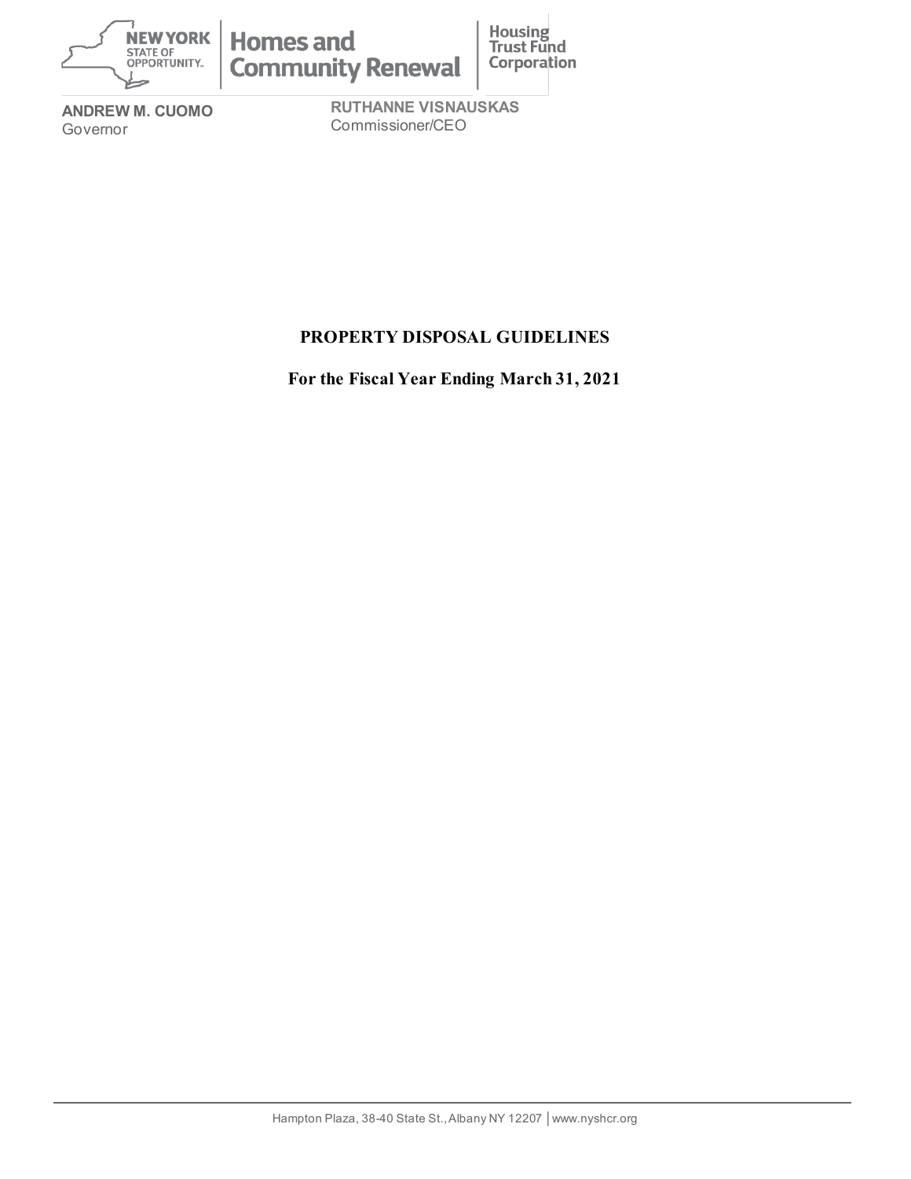**NEW YORK STATE OF OPPORTUNITY.** | **Homes and Community Renewal** | **Housing Trust Fund Corporation**

**ANDREW M. CUOMO**
Governor

**RUTHANNE VISNAUSKAS**
Commissioner/CEO

# PROPERTY DISPOSAL GUIDELINES

## For the Fiscal Year Ending March 31, 2021

Hampton Plaza, 38-40 State St., Albany NY 12207 | www.nyshcr.org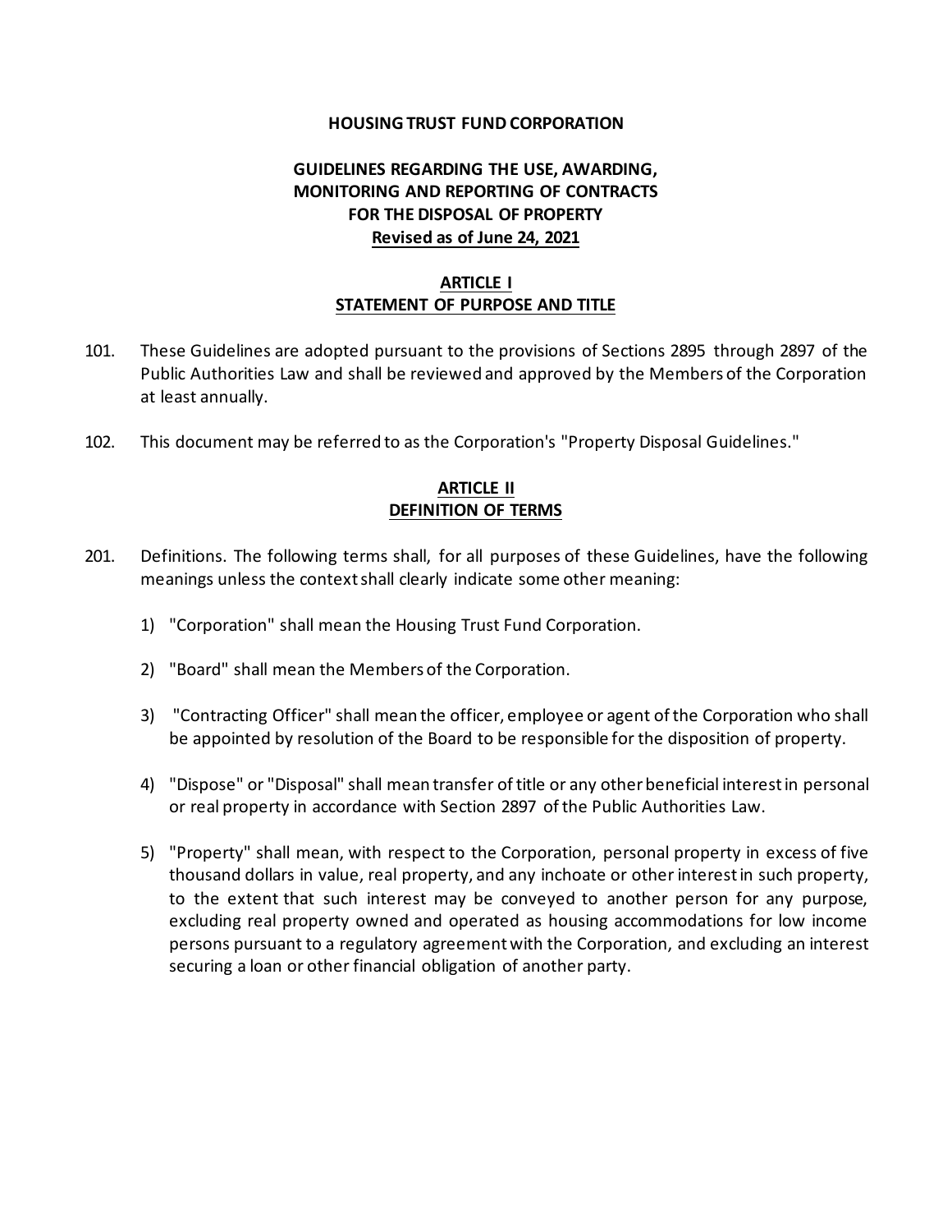**HOUSING TRUST FUND CORPORATION**

**GUIDELINES REGARDING THE USE, AWARDING, MONITORING AND REPORTING OF CONTRACTS FOR THE DISPOSAL OF PROPERTY**
**Revised as of June 24, 2021**

## ARTICLE I
## STATEMENT OF PURPOSE AND TITLE

101. These Guidelines are adopted pursuant to the provisions of Sections 2895 through 2897 of the Public Authorities Law and shall be reviewed and approved by the Members of the Corporation at least annually.

102. This document may be referred to as the Corporation's "Property Disposal Guidelines."

## ARTICLE II
## DEFINITION OF TERMS

201. Definitions. The following terms shall, for all purposes of these Guidelines, have the following meanings unless the context shall clearly indicate some other meaning:

   1) "Corporation" shall mean the Housing Trust Fund Corporation.

   2) "Board" shall mean the Members of the Corporation.

   3) "Contracting Officer" shall mean the officer, employee or agent of the Corporation who shall be appointed by resolution of the Board to be responsible for the disposition of property.

   4) "Dispose" or "Disposal" shall mean transfer of title or any other beneficial interest in personal or real property in accordance with Section 2897 of the Public Authorities Law.

   5) "Property" shall mean, with respect to the Corporation, personal property in excess of five thousand dollars in value, real property, and any inchoate or other interest in such property, to the extent that such interest may be conveyed to another person for any purpose, excluding real property owned and operated as housing accommodations for low income persons pursuant to a regulatory agreement with the Corporation, and excluding an interest securing a loan or other financial obligation of another party.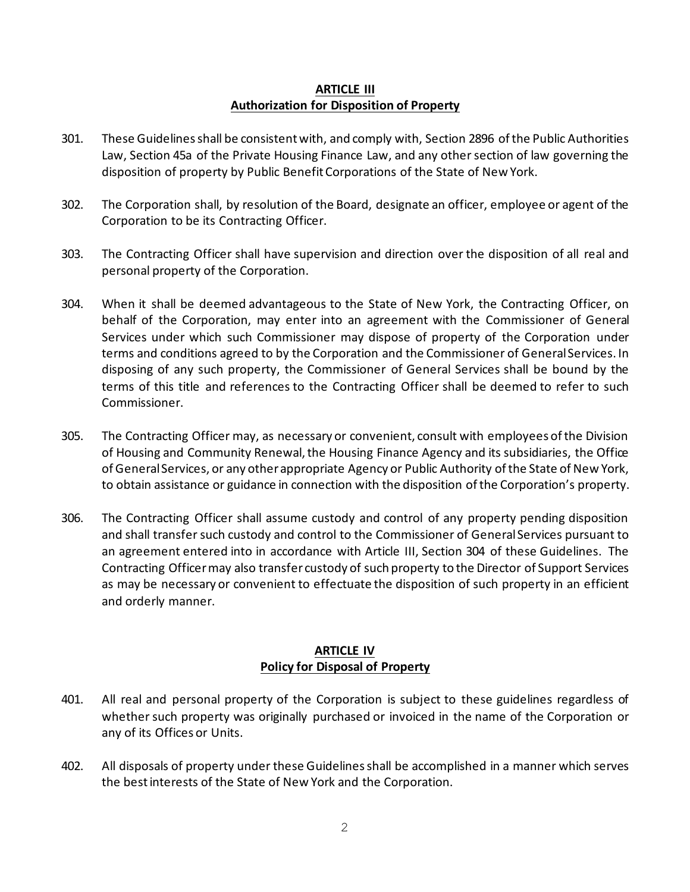## ARTICLE III
## Authorization for Disposition of Property

301. These Guidelines shall be consistent with, and comply with, Section 2896 of the Public Authorities Law, Section 45a of the Private Housing Finance Law, and any other section of law governing the disposition of property by Public Benefit Corporations of the State of New York.

302. The Corporation shall, by resolution of the Board, designate an officer, employee or agent of the Corporation to be its Contracting Officer.

303. The Contracting Officer shall have supervision and direction over the disposition of all real and personal property of the Corporation.

304. When it shall be deemed advantageous to the State of New York, the Contracting Officer, on behalf of the Corporation, may enter into an agreement with the Commissioner of General Services under which such Commissioner may dispose of property of the Corporation under terms and conditions agreed to by the Corporation and the Commissioner of General Services. In disposing of any such property, the Commissioner of General Services shall be bound by the terms of this title and references to the Contracting Officer shall be deemed to refer to such Commissioner.

305. The Contracting Officer may, as necessary or convenient, consult with employees of the Division of Housing and Community Renewal, the Housing Finance Agency and its subsidiaries, the Office of General Services, or any other appropriate Agency or Public Authority of the State of New York, to obtain assistance or guidance in connection with the disposition of the Corporation's property.

306. The Contracting Officer shall assume custody and control of any property pending disposition and shall transfer such custody and control to the Commissioner of General Services pursuant to an agreement entered into in accordance with Article III, Section 304 of these Guidelines. The Contracting Officer may also transfer custody of such property to the Director of Support Services as may be necessary or convenient to effectuate the disposition of such property in an efficient and orderly manner.

## ARTICLE IV
## Policy for Disposal of Property

401. All real and personal property of the Corporation is subject to these guidelines regardless of whether such property was originally purchased or invoiced in the name of the Corporation or any of its Offices or Units.

402. All disposals of property under these Guidelines shall be accomplished in a manner which serves the best interests of the State of New York and the Corporation.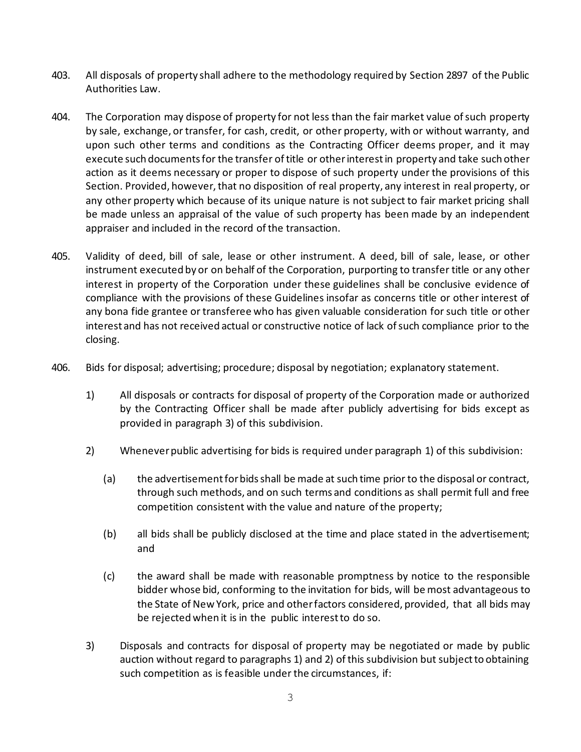403. All disposals of property shall adhere to the methodology required by Section 2897 of the Public Authorities Law.

404. The Corporation may dispose of property for not less than the fair market value of such property by sale, exchange, or transfer, for cash, credit, or other property, with or without warranty, and upon such other terms and conditions as the Contracting Officer deems proper, and it may execute such documents for the transfer of title or other interest in property and take such other action as it deems necessary or proper to dispose of such property under the provisions of this Section. Provided, however, that no disposition of real property, any interest in real property, or any other property which because of its unique nature is not subject to fair market pricing shall be made unless an appraisal of the value of such property has been made by an independent appraiser and included in the record of the transaction.

405. Validity of deed, bill of sale, lease or other instrument. A deed, bill of sale, lease, or other instrument executed by or on behalf of the Corporation, purporting to transfer title or any other interest in property of the Corporation under these guidelines shall be conclusive evidence of compliance with the provisions of these Guidelines insofar as concerns title or other interest of any bona fide grantee or transferee who has given valuable consideration for such title or other interest and has not received actual or constructive notice of lack of such compliance prior to the closing.

406. Bids for disposal; advertising; procedure; disposal by negotiation; explanatory statement.

   1) All disposals or contracts for disposal of property of the Corporation made or authorized by the Contracting Officer shall be made after publicly advertising for bids except as provided in paragraph 3) of this subdivision.

   2) Whenever public advertising for bids is required under paragraph 1) of this subdivision:

      (a) the advertisement for bids shall be made at such time prior to the disposal or contract, through such methods, and on such terms and conditions as shall permit full and free competition consistent with the value and nature of the property;

      (b) all bids shall be publicly disclosed at the time and place stated in the advertisement; and

      (c) the award shall be made with reasonable promptness by notice to the responsible bidder whose bid, conforming to the invitation for bids, will be most advantageous to the State of New York, price and other factors considered, provided, that all bids may be rejected when it is in the public interest to do so.

   3) Disposals and contracts for disposal of property may be negotiated or made by public auction without regard to paragraphs 1) and 2) of this subdivision but subject to obtaining such competition as is feasible under the circumstances, if: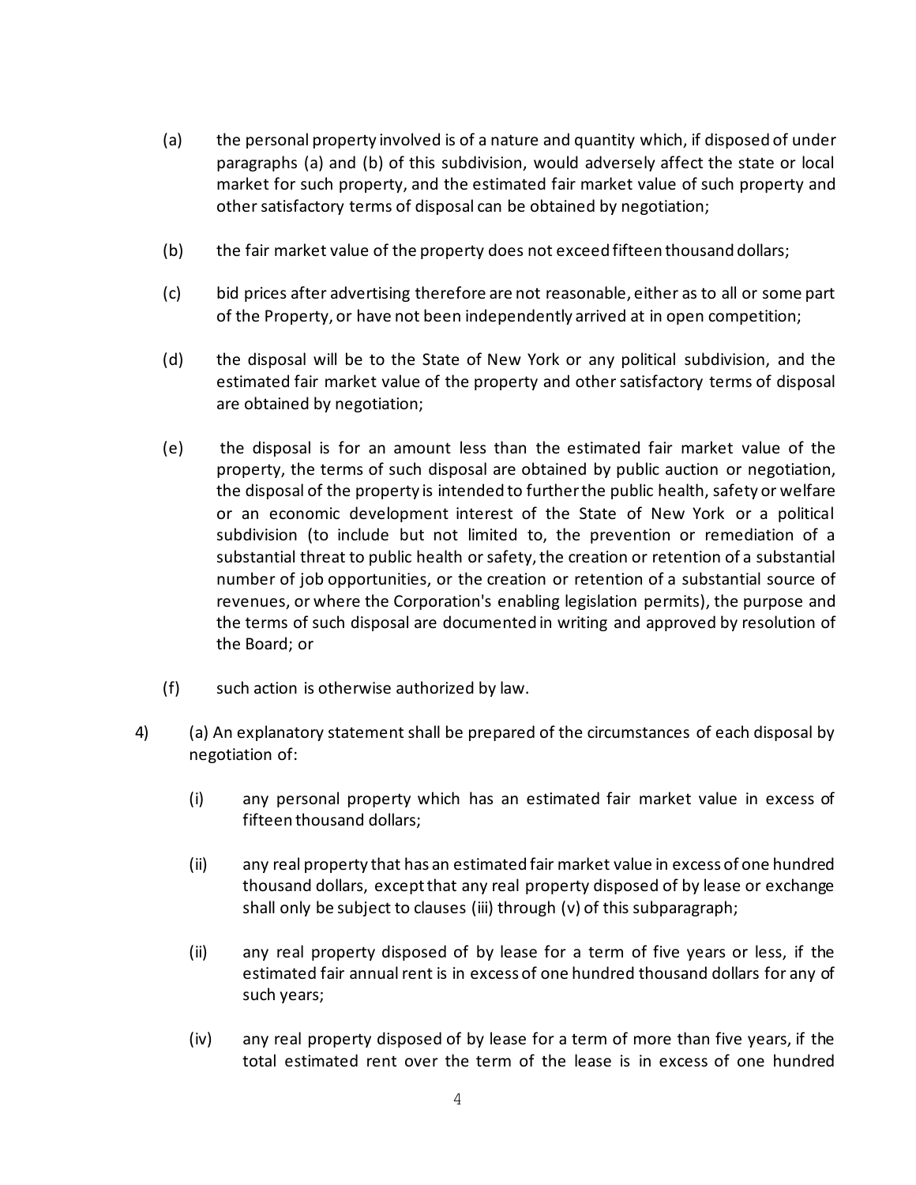(a) the personal property involved is of a nature and quantity which, if disposed of under paragraphs (a) and (b) of this subdivision, would adversely affect the state or local market for such property, and the estimated fair market value of such property and other satisfactory terms of disposal can be obtained by negotiation;

(b) the fair market value of the property does not exceed fifteen thousand dollars;

(c) bid prices after advertising therefore are not reasonable, either as to all or some part of the Property, or have not been independently arrived at in open competition;

(d) the disposal will be to the State of New York or any political subdivision, and the estimated fair market value of the property and other satisfactory terms of disposal are obtained by negotiation;

(e) the disposal is for an amount less than the estimated fair market value of the property, the terms of such disposal are obtained by public auction or negotiation, the disposal of the property is intended to further the public health, safety or welfare or an economic development interest of the State of New York or a political subdivision (to include but not limited to, the prevention or remediation of a substantial threat to public health or safety, the creation or retention of a substantial number of job opportunities, or the creation or retention of a substantial source of revenues, or where the Corporation's enabling legislation permits), the purpose and the terms of such disposal are documented in writing and approved by resolution of the Board; or

(f) such action is otherwise authorized by law.

4) (a) An explanatory statement shall be prepared of the circumstances of each disposal by negotiation of:

(i) any personal property which has an estimated fair market value in excess of fifteen thousand dollars;

(ii) any real property that has an estimated fair market value in excess of one hundred thousand dollars, except that any real property disposed of by lease or exchange shall only be subject to clauses (iii) through (v) of this subparagraph;

(ii) any real property disposed of by lease for a term of five years or less, if the estimated fair annual rent is in excess of one hundred thousand dollars for any of such years;

(iv) any real property disposed of by lease for a term of more than five years, if the total estimated rent over the term of the lease is in excess of one hundred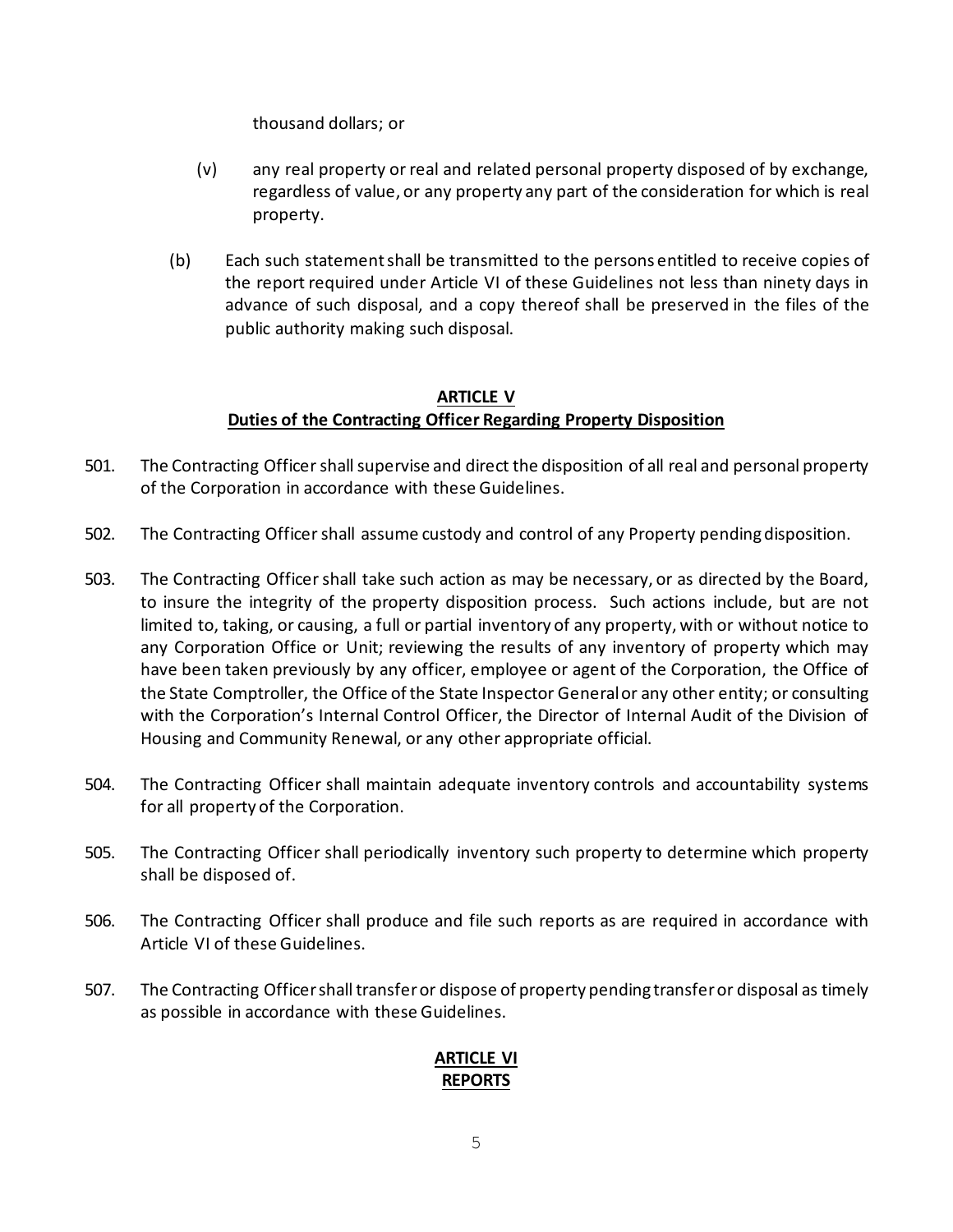thousand dollars; or

(v) any real property or real and related personal property disposed of by exchange, regardless of value, or any property any part of the consideration for which is real property.

(b) Each such statement shall be transmitted to the persons entitled to receive copies of the report required under Article VI of these Guidelines not less than ninety days in advance of such disposal, and a copy thereof shall be preserved in the files of the public authority making such disposal.

## ARTICLE V
## Duties of the Contracting Officer Regarding Property Disposition

501. The Contracting Officer shall supervise and direct the disposition of all real and personal property of the Corporation in accordance with these Guidelines.

502. The Contracting Officer shall assume custody and control of any Property pending disposition.

503. The Contracting Officer shall take such action as may be necessary, or as directed by the Board, to insure the integrity of the property disposition process. Such actions include, but are not limited to, taking, or causing, a full or partial inventory of any property, with or without notice to any Corporation Office or Unit; reviewing the results of any inventory of property which may have been taken previously by any officer, employee or agent of the Corporation, the Office of the State Comptroller, the Office of the State Inspector General or any other entity; or consulting with the Corporation's Internal Control Officer, the Director of Internal Audit of the Division of Housing and Community Renewal, or any other appropriate official.

504. The Contracting Officer shall maintain adequate inventory controls and accountability systems for all property of the Corporation.

505. The Contracting Officer shall periodically inventory such property to determine which property shall be disposed of.

506. The Contracting Officer shall produce and file such reports as are required in accordance with Article VI of these Guidelines.

507. The Contracting Officer shall transfer or dispose of property pending transfer or disposal as timely as possible in accordance with these Guidelines.

## ARTICLE VI
## REPORTS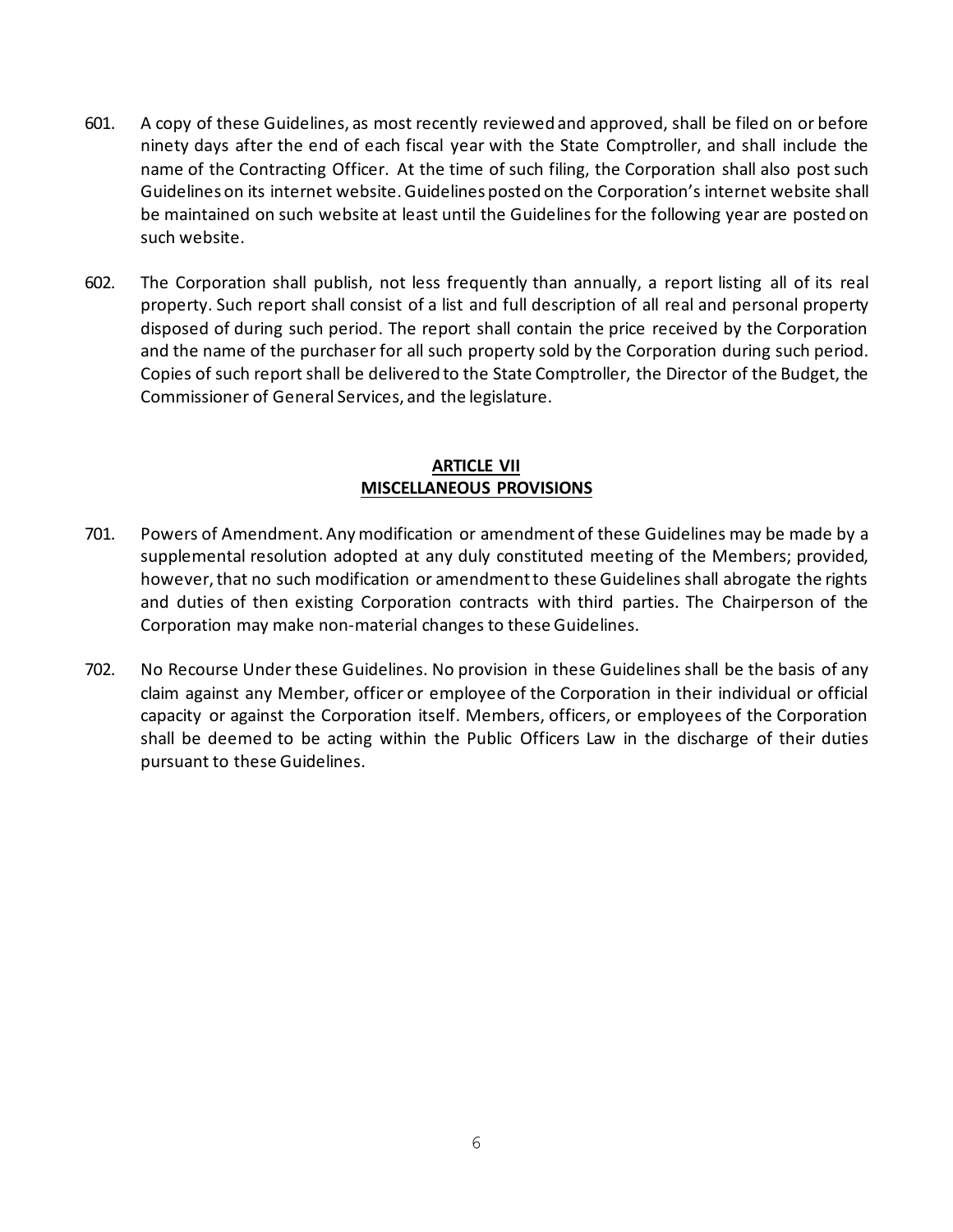601. A copy of these Guidelines, as most recently reviewed and approved, shall be filed on or before ninety days after the end of each fiscal year with the State Comptroller, and shall include the name of the Contracting Officer. At the time of such filing, the Corporation shall also post such Guidelines on its internet website. Guidelines posted on the Corporation's internet website shall be maintained on such website at least until the Guidelines for the following year are posted on such website.

602. The Corporation shall publish, not less frequently than annually, a report listing all of its real property. Such report shall consist of a list and full description of all real and personal property disposed of during such period. The report shall contain the price received by the Corporation and the name of the purchaser for all such property sold by the Corporation during such period. Copies of such report shall be delivered to the State Comptroller, the Director of the Budget, the Commissioner of General Services, and the legislature.

## ARTICLE VII
## MISCELLANEOUS PROVISIONS

701. Powers of Amendment. Any modification or amendment of these Guidelines may be made by a supplemental resolution adopted at any duly constituted meeting of the Members; provided, however, that no such modification or amendment to these Guidelines shall abrogate the rights and duties of then existing Corporation contracts with third parties. The Chairperson of the Corporation may make non-material changes to these Guidelines.

702. No Recourse Under these Guidelines. No provision in these Guidelines shall be the basis of any claim against any Member, officer or employee of the Corporation in their individual or official capacity or against the Corporation itself. Members, officers, or employees of the Corporation shall be deemed to be acting within the Public Officers Law in the discharge of their duties pursuant to these Guidelines.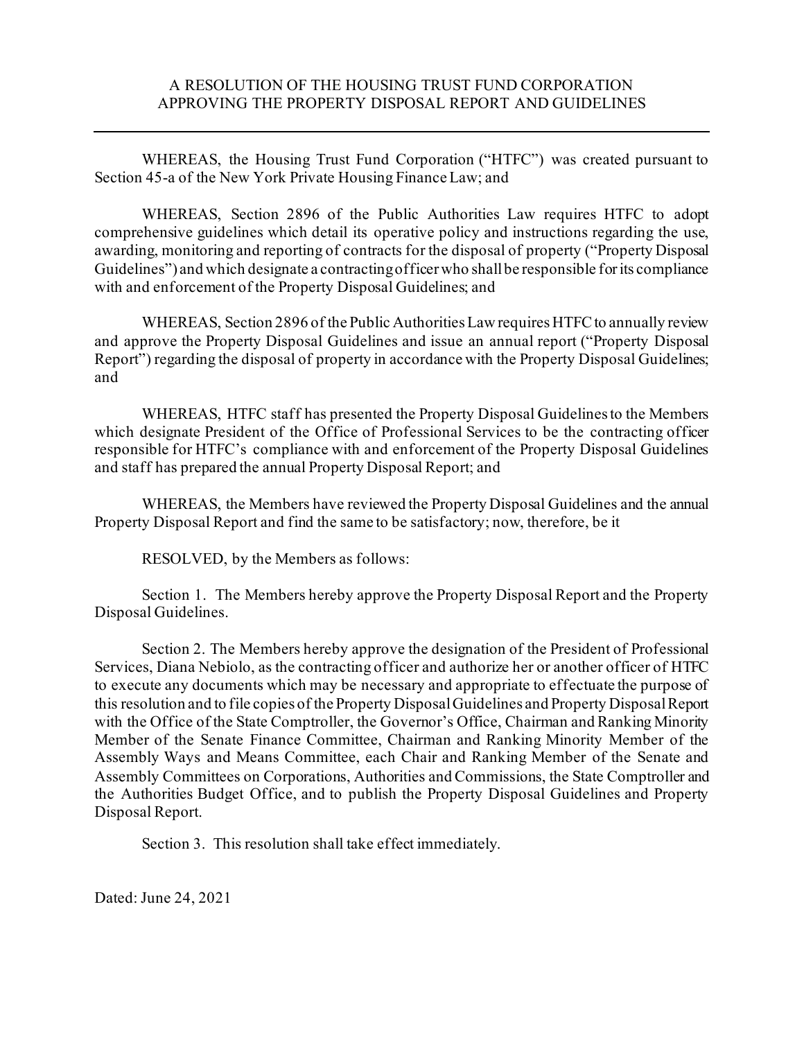# A RESOLUTION OF THE HOUSING TRUST FUND CORPORATION APPROVING THE PROPERTY DISPOSAL REPORT AND GUIDELINES

---

WHEREAS, the Housing Trust Fund Corporation ("HTFC") was created pursuant to Section 45-a of the New York Private Housing Finance Law; and

WHEREAS, Section 2896 of the Public Authorities Law requires HTFC to adopt comprehensive guidelines which detail its operative policy and instructions regarding the use, awarding, monitoring and reporting of contracts for the disposal of property ("Property Disposal Guidelines") and which designate a contracting officer who shall be responsible for its compliance with and enforcement of the Property Disposal Guidelines; and

WHEREAS, Section 2896 of the Public Authorities Law requires HTFC to annually review and approve the Property Disposal Guidelines and issue an annual report ("Property Disposal Report") regarding the disposal of property in accordance with the Property Disposal Guidelines; and

WHEREAS, HTFC staff has presented the Property Disposal Guidelines to the Members which designate President of the Office of Professional Services to be the contracting officer responsible for HTFC's compliance with and enforcement of the Property Disposal Guidelines and staff has prepared the annual Property Disposal Report; and

WHEREAS, the Members have reviewed the Property Disposal Guidelines and the annual Property Disposal Report and find the same to be satisfactory; now, therefore, be it

RESOLVED, by the Members as follows:

Section 1. The Members hereby approve the Property Disposal Report and the Property Disposal Guidelines.

Section 2. The Members hereby approve the designation of the President of Professional Services, Diana Nebiolo, as the contracting officer and authorize her or another officer of HTFC to execute any documents which may be necessary and appropriate to effectuate the purpose of this resolution and to file copies of the Property Disposal Guidelines and Property Disposal Report with the Office of the State Comptroller, the Governor's Office, Chairman and Ranking Minority Member of the Senate Finance Committee, Chairman and Ranking Minority Member of the Assembly Ways and Means Committee, each Chair and Ranking Member of the Senate and Assembly Committees on Corporations, Authorities and Commissions, the State Comptroller and the Authorities Budget Office, and to publish the Property Disposal Guidelines and Property Disposal Report.

Section 3. This resolution shall take effect immediately.

Dated: June 24, 2021